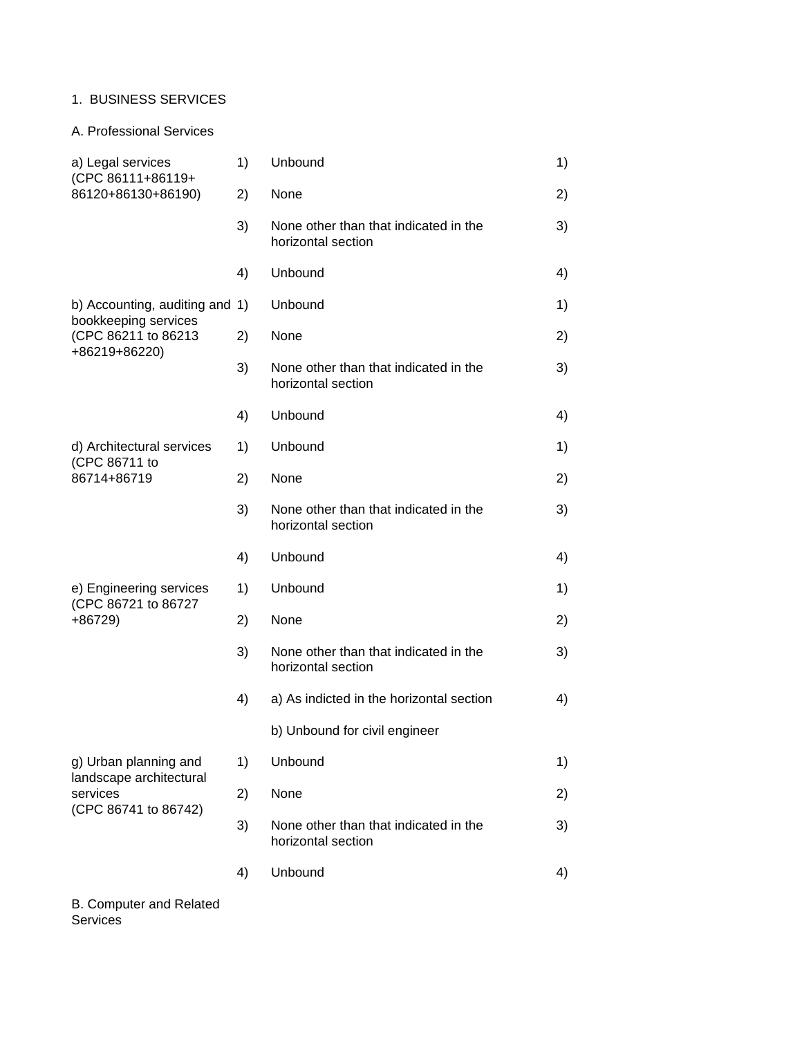1. BUSINESS SERVICES

A. Professional Services

| | | | |
|---|---|---|---|
| a) Legal services (CPC 86111+86119+ 86120+86130+86190) | 1) | Unbound | 1) |
| | 2) | None | 2) |
| | 3) | None other than that indicated in the horizontal section | 3) |
| | 4) | Unbound | 4) |
| b) Accounting, auditing and bookkeeping services (CPC 86211 to 86213 +86219+86220) | 1) | Unbound | 1) |
| | 2) | None | 2) |
| | 3) | None other than that indicated in the horizontal section | 3) |
| | 4) | Unbound | 4) |
| d) Architectural services (CPC 86711 to 86714+86719 | 1) | Unbound | 1) |
| | 2) | None | 2) |
| | 3) | None other than that indicated in the horizontal section | 3) |
| | 4) | Unbound | 4) |
| e) Engineering services (CPC 86721 to 86727 +86729) | 1) | Unbound | 1) |
| | 2) | None | 2) |
| | 3) | None other than that indicated in the horizontal section | 3) |
| | 4) | a) As indicted in the horizontal section<br>b) Unbound for civil engineer | 4) |
| g) Urban planning and landscape architectural services (CPC 86741 to 86742) | 1) | Unbound | 1) |
| | 2) | None | 2) |
| | 3) | None other than that indicated in the horizontal section | 3) |
| | 4) | Unbound | 4) |

B. Computer and Related Services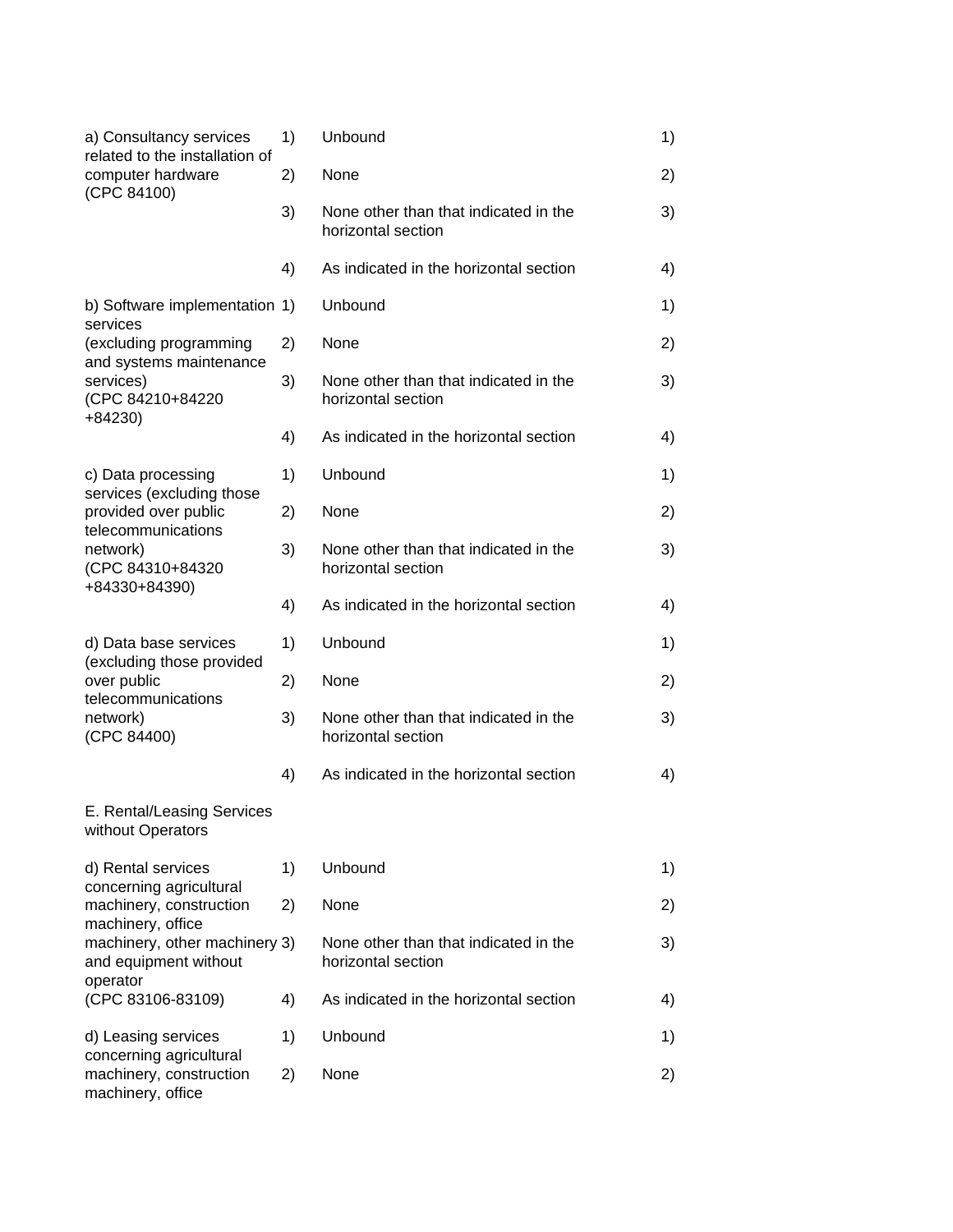| | | | |
|---|---|---|---|
| a) Consultancy services related to the installation of computer hardware (CPC 84100) | 1) | Unbound | 1) |
| | 2) | None | 2) |
| | 3) | None other than that indicated in the horizontal section | 3) |
| | 4) | As indicated in the horizontal section | 4) |
| b) Software implementation services (excluding programming and systems maintenance services) (CPC 84210+84220 +84230) | 1) | Unbound | 1) |
| | 2) | None | 2) |
| | 3) | None other than that indicated in the horizontal section | 3) |
| | 4) | As indicated in the horizontal section | 4) |
| c) Data processing services (excluding those provided over public telecommunications network) (CPC 84310+84320 +84330+84390) | 1) | Unbound | 1) |
| | 2) | None | 2) |
| | 3) | None other than that indicated in the horizontal section | 3) |
| | 4) | As indicated in the horizontal section | 4) |
| d) Data base services (excluding those provided over public telecommunications network) (CPC 84400) | 1) | Unbound | 1) |
| | 2) | None | 2) |
| | 3) | None other than that indicated in the horizontal section | 3) |
| | 4) | As indicated in the horizontal section | 4) |
| E. Rental/Leasing Services without Operators | | | |
| d) Rental services concerning agricultural machinery, construction machinery, office machinery, other machinery and equipment without operator (CPC 83106-83109) | 1) | Unbound | 1) |
| | 2) | None | 2) |
| | 3) | None other than that indicated in the horizontal section | 3) |
| | 4) | As indicated in the horizontal section | 4) |
| d) Leasing services concerning agricultural machinery, construction machinery, office | 1) | Unbound | 1) |
| | 2) | None | 2) |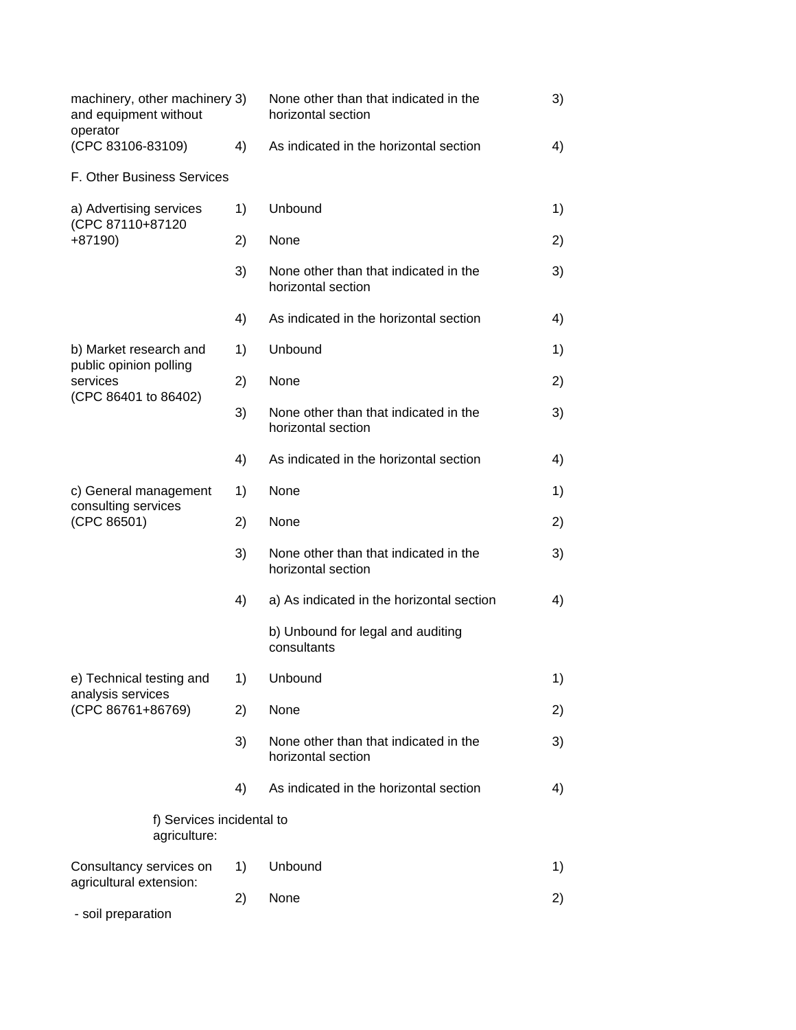| Sector or sub-sector | | Limitations on market access | | Limitations on national treatment |
|---|---|---|---|---|
| machinery, other machinery and equipment without operator | 3) | None other than that indicated in the horizontal section | 3) | |
| (CPC 83106-83109) | 4) | As indicated in the horizontal section | 4) | |
| F. Other Business Services | | | | |
| a) Advertising services (CPC 87110+87120 +87190) | 1) | Unbound | 1) | |
| | 2) | None | 2) | |
| | 3) | None other than that indicated in the horizontal section | 3) | |
| | 4) | As indicated in the horizontal section | 4) | |
| b) Market research and public opinion polling services (CPC 86401 to 86402) | 1) | Unbound | 1) | |
| | 2) | None | 2) | |
| | 3) | None other than that indicated in the horizontal section | 3) | |
| | 4) | As indicated in the horizontal section | 4) | |
| c) General management consulting services (CPC 86501) | 1) | None | 1) | |
| | 2) | None | 2) | |
| | 3) | None other than that indicated in the horizontal section | 3) | |
| | 4) | a) As indicated in the horizontal section<br>b) Unbound for legal and auditing consultants | 4) | |
| e) Technical testing and analysis services (CPC 86761+86769) | 1) | Unbound | 1) | |
| | 2) | None | 2) | |
| | 3) | None other than that indicated in the horizontal section | 3) | |
| | 4) | As indicated in the horizontal section | 4) | |
| f) Services incidental to agriculture: | | | | |
| Consultancy services on agricultural extension:<br>- soil preparation | 1) | Unbound | 1) | |
| | 2) | None | 2) | |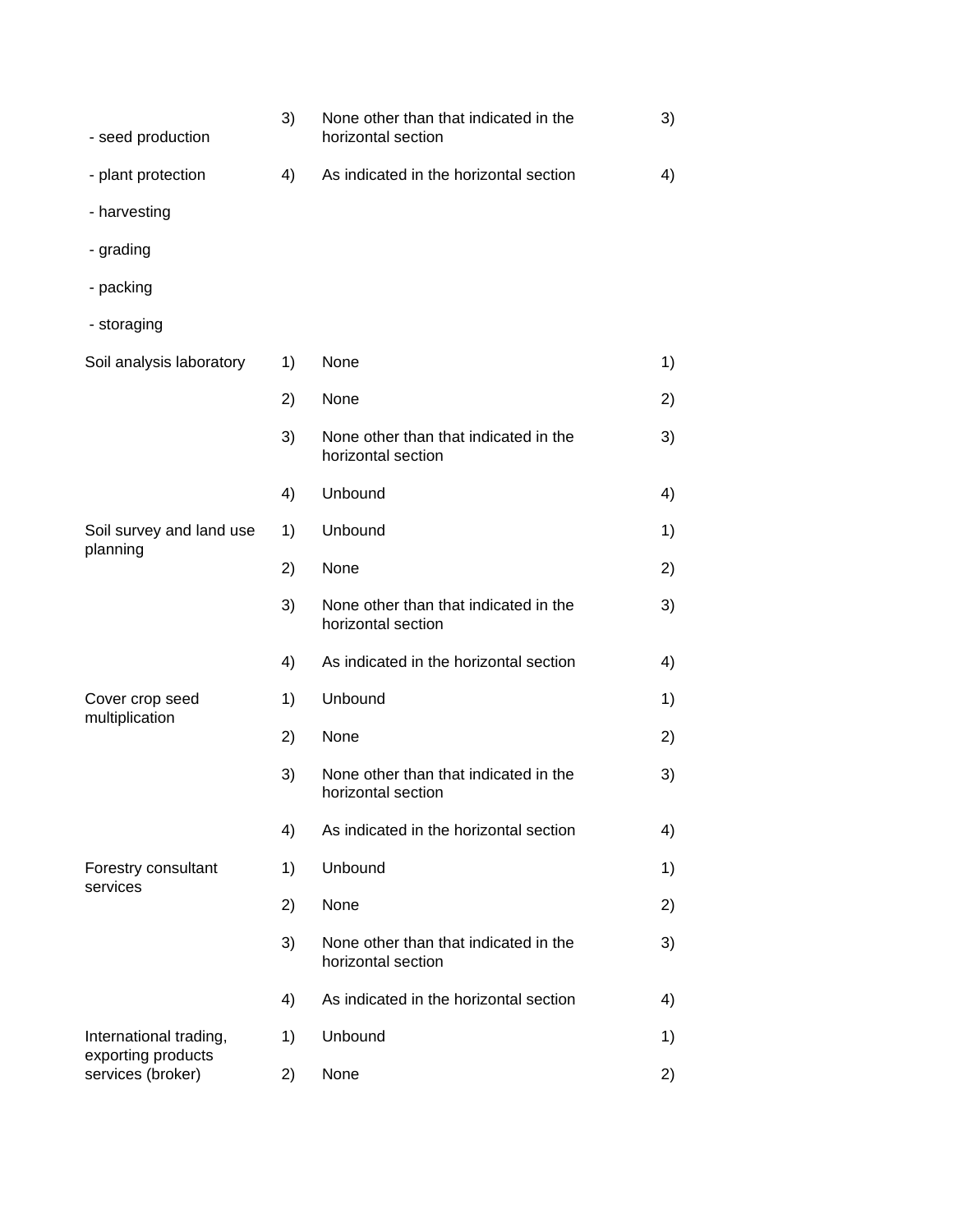| | | | |
|---|---|---|---|
| - seed production | 3) | None other than that indicated in the horizontal section | 3) |
| - plant protection | 4) | As indicated in the horizontal section | 4) |
| - harvesting | | | |
| - grading | | | |
| - packing | | | |
| - storaging | | | |
| Soil analysis laboratory | 1) | None | 1) |
| | 2) | None | 2) |
| | 3) | None other than that indicated in the horizontal section | 3) |
| | 4) | Unbound | 4) |
| Soil survey and land use planning | 1) | Unbound | 1) |
| | 2) | None | 2) |
| | 3) | None other than that indicated in the horizontal section | 3) |
| | 4) | As indicated in the horizontal section | 4) |
| Cover crop seed multiplication | 1) | Unbound | 1) |
| | 2) | None | 2) |
| | 3) | None other than that indicated in the horizontal section | 3) |
| | 4) | As indicated in the horizontal section | 4) |
| Forestry consultant services | 1) | Unbound | 1) |
| | 2) | None | 2) |
| | 3) | None other than that indicated in the horizontal section | 3) |
| | 4) | As indicated in the horizontal section | 4) |
| International trading, exporting products services (broker) | 1) | Unbound | 1) |
| | 2) | None | 2) |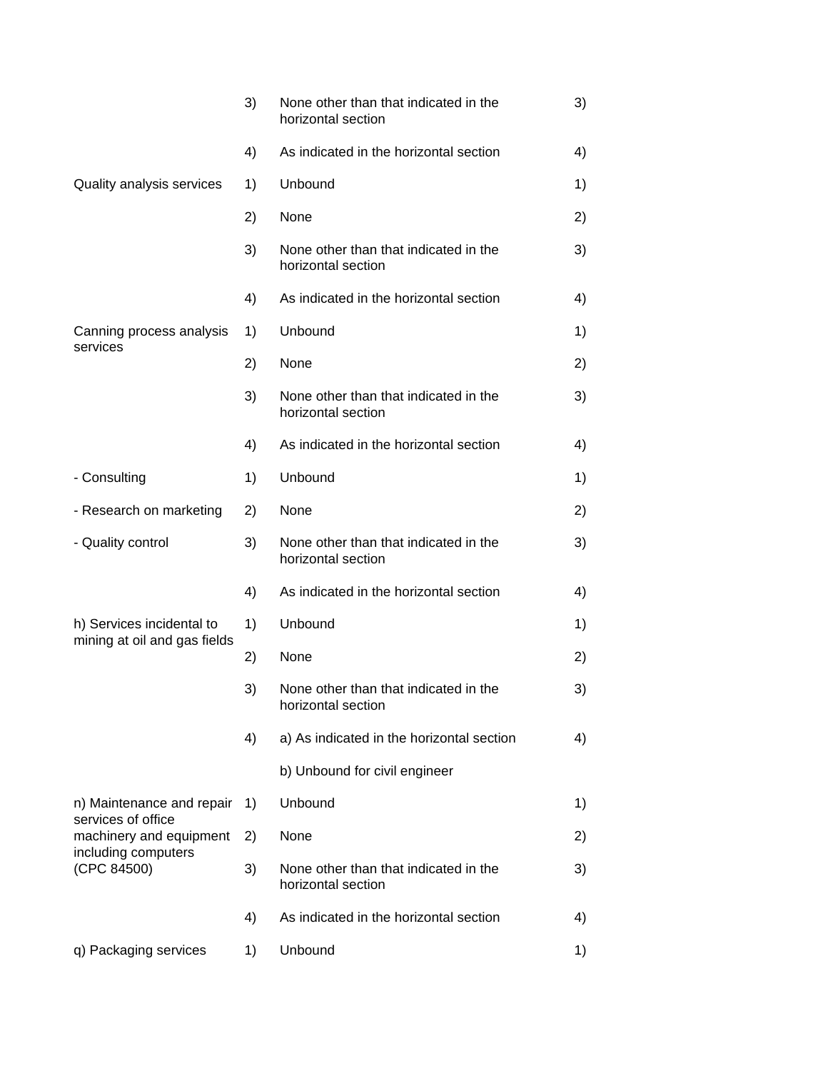| | | | |
|---|---|---|---|
| | 3) | None other than that indicated in the horizontal section | 3) |
| | 4) | As indicated in the horizontal section | 4) |
| Quality analysis services | 1) | Unbound | 1) |
| | 2) | None | 2) |
| | 3) | None other than that indicated in the horizontal section | 3) |
| | 4) | As indicated in the horizontal section | 4) |
| Canning process analysis services | 1) | Unbound | 1) |
| | 2) | None | 2) |
| | 3) | None other than that indicated in the horizontal section | 3) |
| | 4) | As indicated in the horizontal section | 4) |
| - Consulting | 1) | Unbound | 1) |
| - Research on marketing | 2) | None | 2) |
| - Quality control | 3) | None other than that indicated in the horizontal section | 3) |
| | 4) | As indicated in the horizontal section | 4) |
| h) Services incidental to mining at oil and gas fields | 1) | Unbound | 1) |
| | 2) | None | 2) |
| | 3) | None other than that indicated in the horizontal section | 3) |
| | 4) | a) As indicated in the horizontal section | 4) |
| | | b) Unbound for civil engineer | |
| n) Maintenance and repair services of office machinery and equipment including computers (CPC 84500) | 1) | Unbound | 1) |
| | 2) | None | 2) |
| | 3) | None other than that indicated in the horizontal section | 3) |
| | 4) | As indicated in the horizontal section | 4) |
| q) Packaging services | 1) | Unbound | 1) |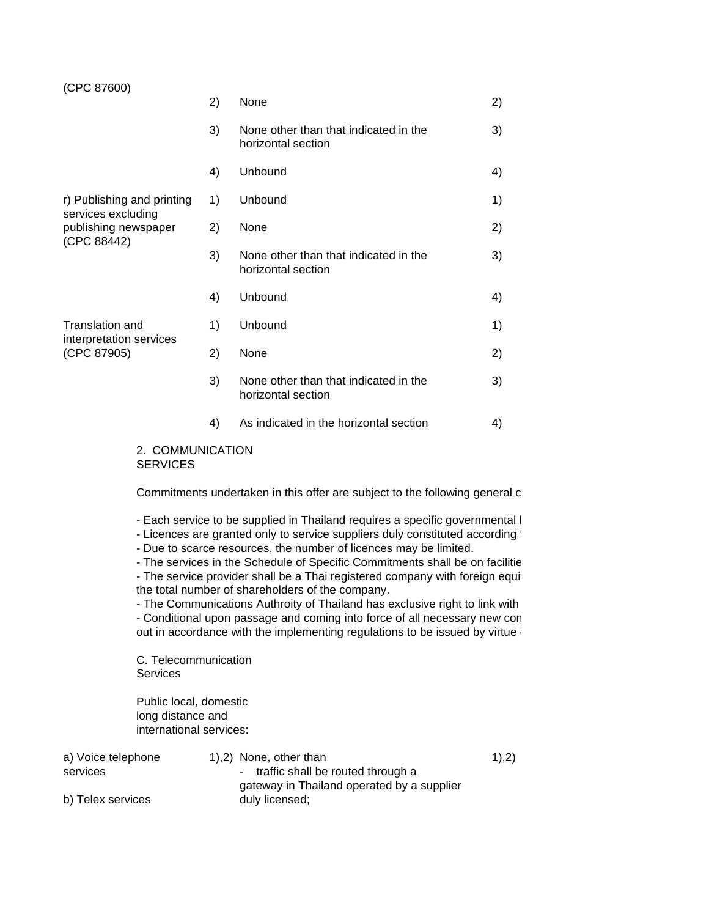| | | | |
|---|---|---|---|
| (CPC 87600) | 2) | None | 2) |
| | 3) | None other than that indicated in the horizontal section | 3) |
| | 4) | Unbound | 4) |
| r) Publishing and printing services excluding publishing newspaper (CPC 88442) | 1) | Unbound | 1) |
| | 2) | None | 2) |
| | 3) | None other than that indicated in the horizontal section | 3) |
| | 4) | Unbound | 4) |
| Translation and interpretation services (CPC 87905) | 1) | Unbound | 1) |
| | 2) | None | 2) |
| | 3) | None other than that indicated in the horizontal section | 3) |
| | 4) | As indicated in the horizontal section | 4) |

2. COMMUNICATION SERVICES

Commitments undertaken in this offer are subject to the following general c

- Each service to be supplied in Thailand requires a specific governmental l
- Licences are granted only to service suppliers duly constituted according t
- Due to scarce resources, the number of licences may be limited.
- The services in the Schedule of Specific Commitments shall be on facilitie
- The service provider shall be a Thai registered company with foreign equi the total number of shareholders of the company.
- The Communications Authroity of Thailand has exclusive right to link with
- Conditional upon passage and coming into force of all necessary new con out in accordance with the implementing regulations to be issued by virtue

C. Telecommunication Services

Public local, domestic long distance and international services:

| | | | |
|---|---|---|---|
| a) Voice telephone services<br><br>b) Telex services | 1),2) | None, other than<br>- traffic shall be routed through a gateway in Thailand operated by a supplier duly licensed; | 1),2) |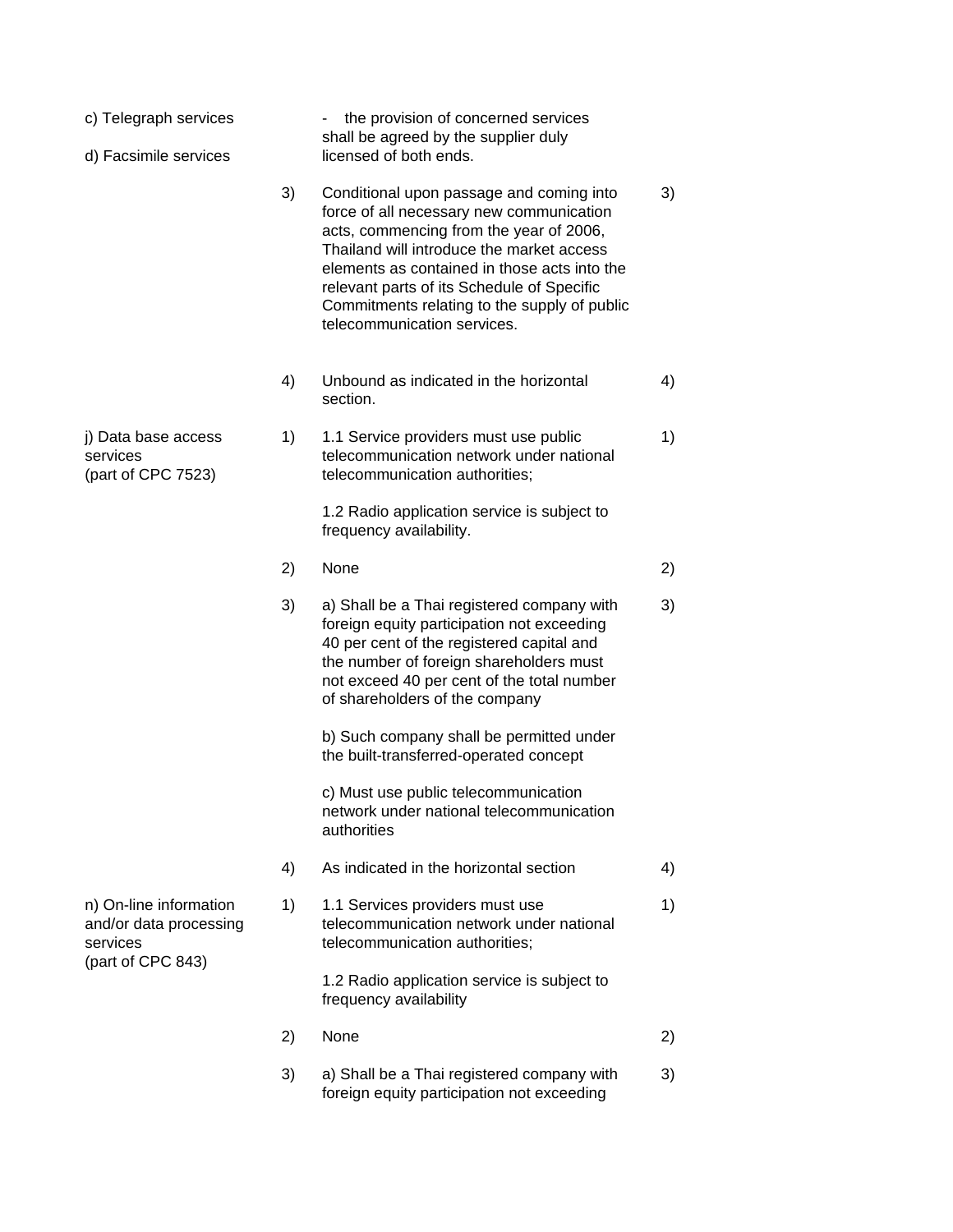| Sector or sub-sector | | Limitations on market access | | Limitations on national treatment |
|---|---|---|---|---|
| c) Telegraph services<br><br>d) Facsimile services | | - the provision of concerned services shall be agreed by the supplier duly licensed of both ends. | | |
| | 3) | Conditional upon passage and coming into force of all necessary new communication acts, commencing from the year of 2006, Thailand will introduce the market access elements as contained in those acts into the relevant parts of its Schedule of Specific Commitments relating to the supply of public telecommunication services. | 3) | |
| | 4) | Unbound as indicated in the horizontal section. | 4) | |
| j) Data base access services (part of CPC 7523) | 1) | 1.1 Service providers must use public telecommunication network under national telecommunication authorities;<br><br>1.2 Radio application service is subject to frequency availability. | 1) | |
| | 2) | None | 2) | |
| | 3) | a) Shall be a Thai registered company with foreign equity participation not exceeding 40 per cent of the registered capital and the number of foreign shareholders must not exceed 40 per cent of the total number of shareholders of the company<br><br>b) Such company shall be permitted under the built-transferred-operated concept<br><br>c) Must use public telecommunication network under national telecommunication authorities | 3) | |
| | 4) | As indicated in the horizontal section | 4) | |
| n) On-line information and/or data processing services (part of CPC 843) | 1) | 1.1 Services providers must use telecommunication network under national telecommunication authorities;<br><br>1.2 Radio application service is subject to frequency availability | 1) | |
| | 2) | None | 2) | |
| | 3) | a) Shall be a Thai registered company with foreign equity participation not exceeding | 3) | |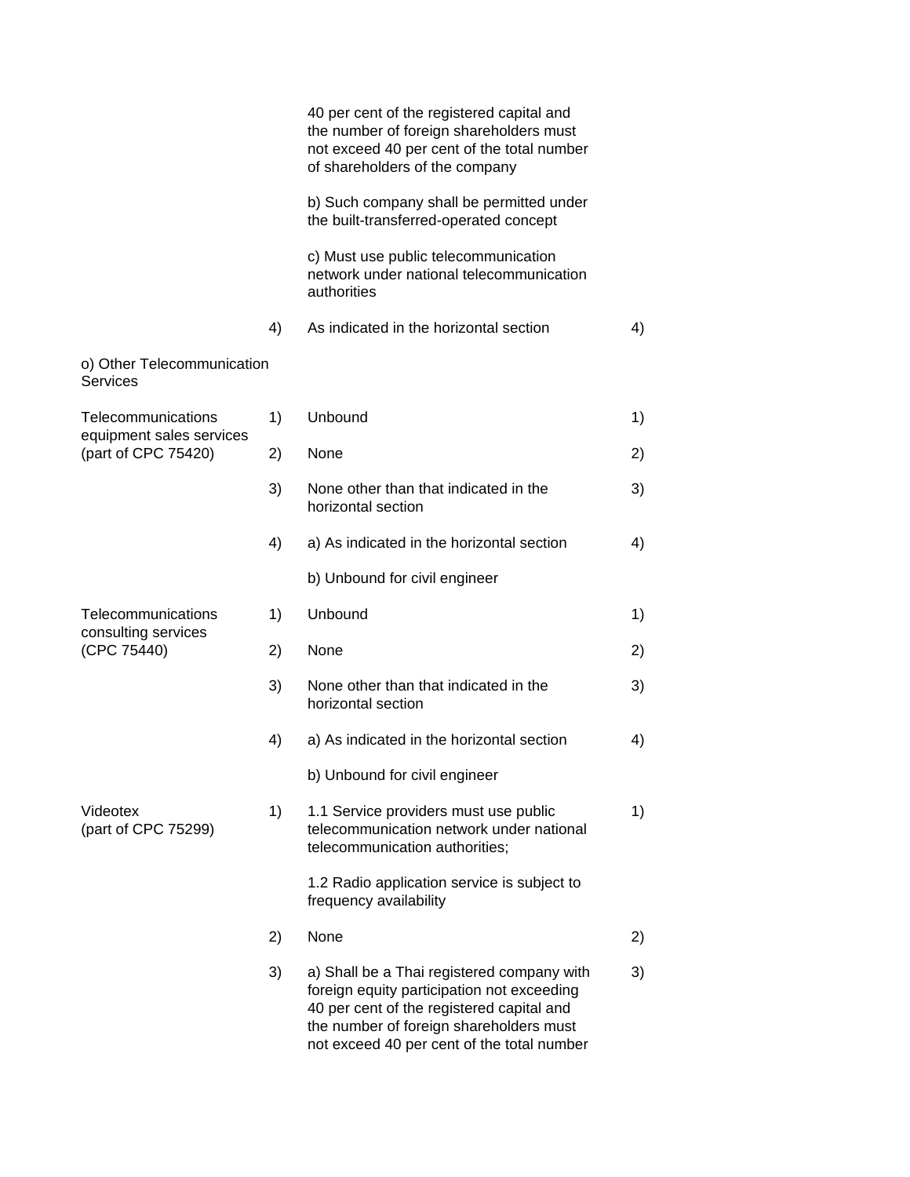| | | | | |
|---|---|---|---|---|
| | | 40 per cent of the registered capital and the number of foreign shareholders must not exceed 40 per cent of the total number of shareholders of the company | | |
| | | b) Such company shall be permitted under the built-transferred-operated concept | | |
| | | c) Must use public telecommunication network under national telecommunication authorities | | |
| | 4) | As indicated in the horizontal section | 4) | |
| o) Other Telecommunication Services | | | | |
| Telecommunications equipment sales services (part of CPC 75420) | 1) | Unbound | 1) | |
| | 2) | None | 2) | |
| | 3) | None other than that indicated in the horizontal section | 3) | |
| | 4) | a) As indicated in the horizontal section | 4) | |
| | | b) Unbound for civil engineer | | |
| Telecommunications consulting services (CPC 75440) | 1) | Unbound | 1) | |
| | 2) | None | 2) | |
| | 3) | None other than that indicated in the horizontal section | 3) | |
| | 4) | a) As indicated in the horizontal section | 4) | |
| | | b) Unbound for civil engineer | | |
| Videotex (part of CPC 75299) | 1) | 1.1 Service providers must use public telecommunication network under national telecommunication authorities; | 1) | |
| | | 1.2 Radio application service is subject to frequency availability | | |
| | 2) | None | 2) | |
| | 3) | a) Shall be a Thai registered company with foreign equity participation not exceeding 40 per cent of the registered capital and the number of foreign shareholders must not exceed 40 per cent of the total number | 3) | |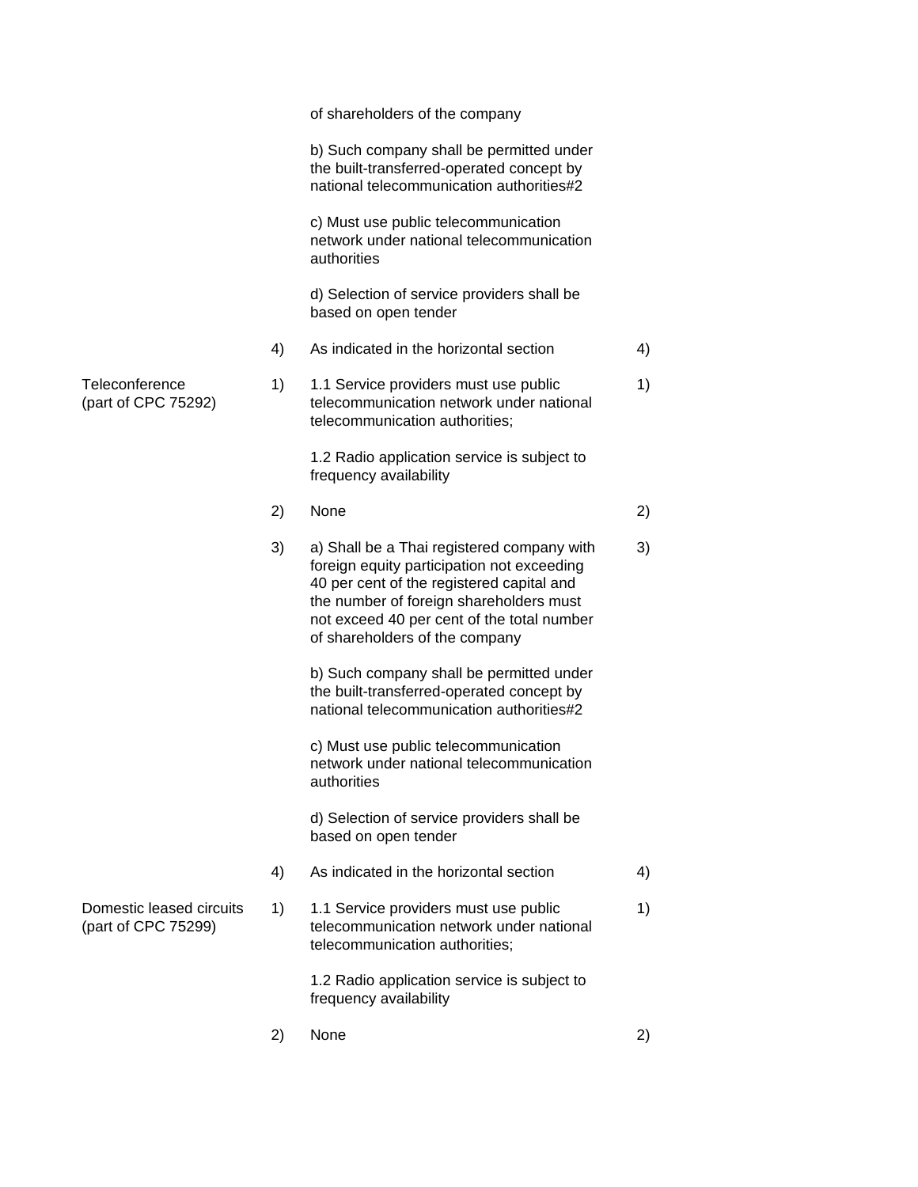| | | | | |
|---|---|---|---|---|
| | | of shareholders of the company<br><br>b) Such company shall be permitted under the built-transferred-operated concept by national telecommunication authorities#2<br><br>c) Must use public telecommunication network under national telecommunication authorities<br><br>d) Selection of service providers shall be based on open tender | | |
| | 4) | As indicated in the horizontal section | 4) | |
| Teleconference (part of CPC 75292) | 1) | 1.1 Service providers must use public telecommunication network under national telecommunication authorities;<br><br>1.2 Radio application service is subject to frequency availability | 1) | |
| | 2) | None | 2) | |
| | 3) | a) Shall be a Thai registered company with foreign equity participation not exceeding 40 per cent of the registered capital and the number of foreign shareholders must not exceed 40 per cent of the total number of shareholders of the company<br><br>b) Such company shall be permitted under the built-transferred-operated concept by national telecommunication authorities#2<br><br>c) Must use public telecommunication network under national telecommunication authorities<br><br>d) Selection of service providers shall be based on open tender | 3) | |
| | 4) | As indicated in the horizontal section | 4) | |
| Domestic leased circuits (part of CPC 75299) | 1) | 1.1 Service providers must use public telecommunication network under national telecommunication authorities;<br><br>1.2 Radio application service is subject to frequency availability | 1) | |
| | 2) | None | 2) | |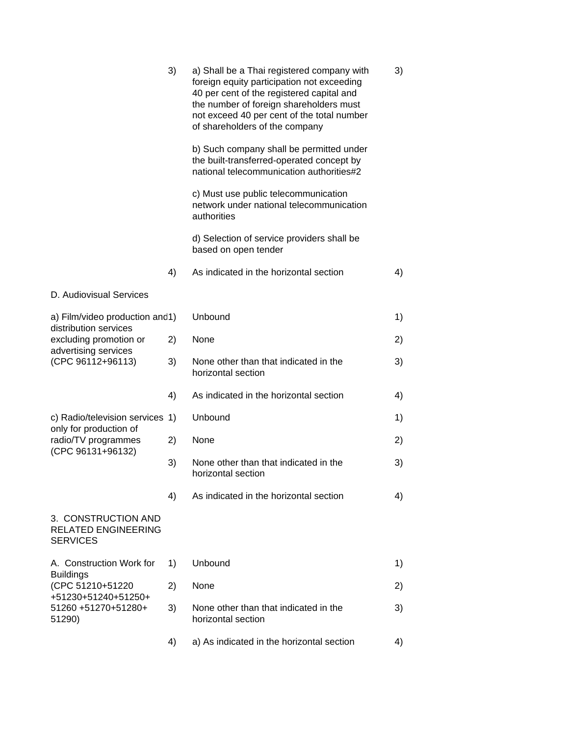| Sector or sub-sector | Mode | Limitations on market access | Mode |
|---|---|---|---|
| | 3) | a) Shall be a Thai registered company with foreign equity participation not exceeding 40 per cent of the registered capital and the number of foreign shareholders must not exceed 40 per cent of the total number of shareholders of the company<br><br>b) Such company shall be permitted under the built-transferred-operated concept by national telecommunication authorities#2<br><br>c) Must use public telecommunication network under national telecommunication authorities<br><br>d) Selection of service providers shall be based on open tender | 3) |
| | 4) | As indicated in the horizontal section | 4) |
| D. Audiovisual Services | | | |
| a) Film/video production and distribution services excluding promotion or advertising services (CPC 96112+96113) | 1) | Unbound | 1) |
| | 2) | None | 2) |
| | 3) | None other than that indicated in the horizontal section | 3) |
| | 4) | As indicated in the horizontal section | 4) |
| c) Radio/television services only for production of radio/TV programmes (CPC 96131+96132) | 1) | Unbound | 1) |
| | 2) | None | 2) |
| | 3) | None other than that indicated in the horizontal section | 3) |
| | 4) | As indicated in the horizontal section | 4) |
| 3. CONSTRUCTION AND RELATED ENGINEERING SERVICES | | | |
| A. Construction Work for Buildings (CPC 51210+51220 +51230+51240+51250+ 51260 +51270+51280+ 51290) | 1) | Unbound | 1) |
| | 2) | None | 2) |
| | 3) | None other than that indicated in the horizontal section | 3) |
| | 4) | a) As indicated in the horizontal section | 4) |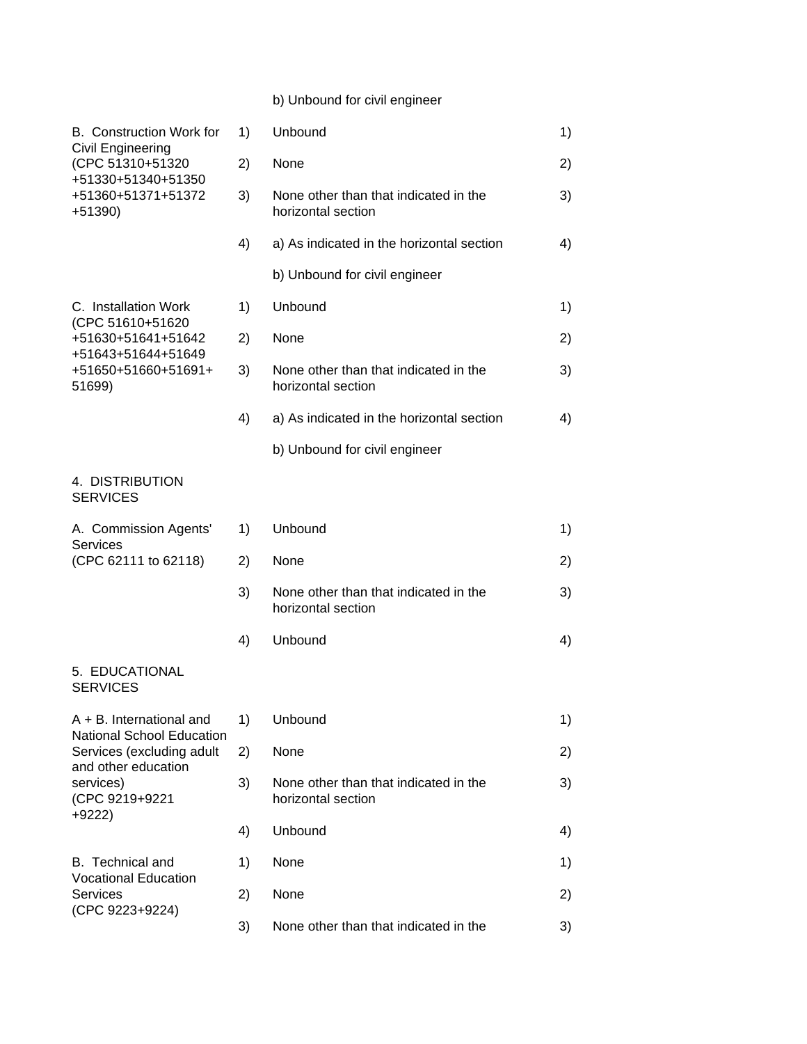| | | | |
|---|---|---|---|
| | | b) Unbound for civil engineer | |
| B. Construction Work for Civil Engineering (CPC 51310+51320 +51330+51340+51350 +51360+51371+51372 +51390) | 1) | Unbound | 1) |
| | 2) | None | 2) |
| | 3) | None other than that indicated in the horizontal section | 3) |
| | 4) | a) As indicated in the horizontal section | 4) |
| | | b) Unbound for civil engineer | |
| C. Installation Work (CPC 51610+51620 +51630+51641+51642 +51643+51644+51649 +51650+51660+51691+ 51699) | 1) | Unbound | 1) |
| | 2) | None | 2) |
| | 3) | None other than that indicated in the horizontal section | 3) |
| | 4) | a) As indicated in the horizontal section | 4) |
| | | b) Unbound for civil engineer | |
| 4. DISTRIBUTION SERVICES | | | |
| A. Commission Agents' Services (CPC 62111 to 62118) | 1) | Unbound | 1) |
| | 2) | None | 2) |
| | 3) | None other than that indicated in the horizontal section | 3) |
| | 4) | Unbound | 4) |
| 5. EDUCATIONAL SERVICES | | | |
| A + B. International and National School Education Services (excluding adult and other education services) (CPC 9219+9221 +9222) | 1) | Unbound | 1) |
| | 2) | None | 2) |
| | 3) | None other than that indicated in the horizontal section | 3) |
| | 4) | Unbound | 4) |
| B. Technical and Vocational Education Services (CPC 9223+9224) | 1) | None | 1) |
| | 2) | None | 2) |
| | 3) | None other than that indicated in the | 3) |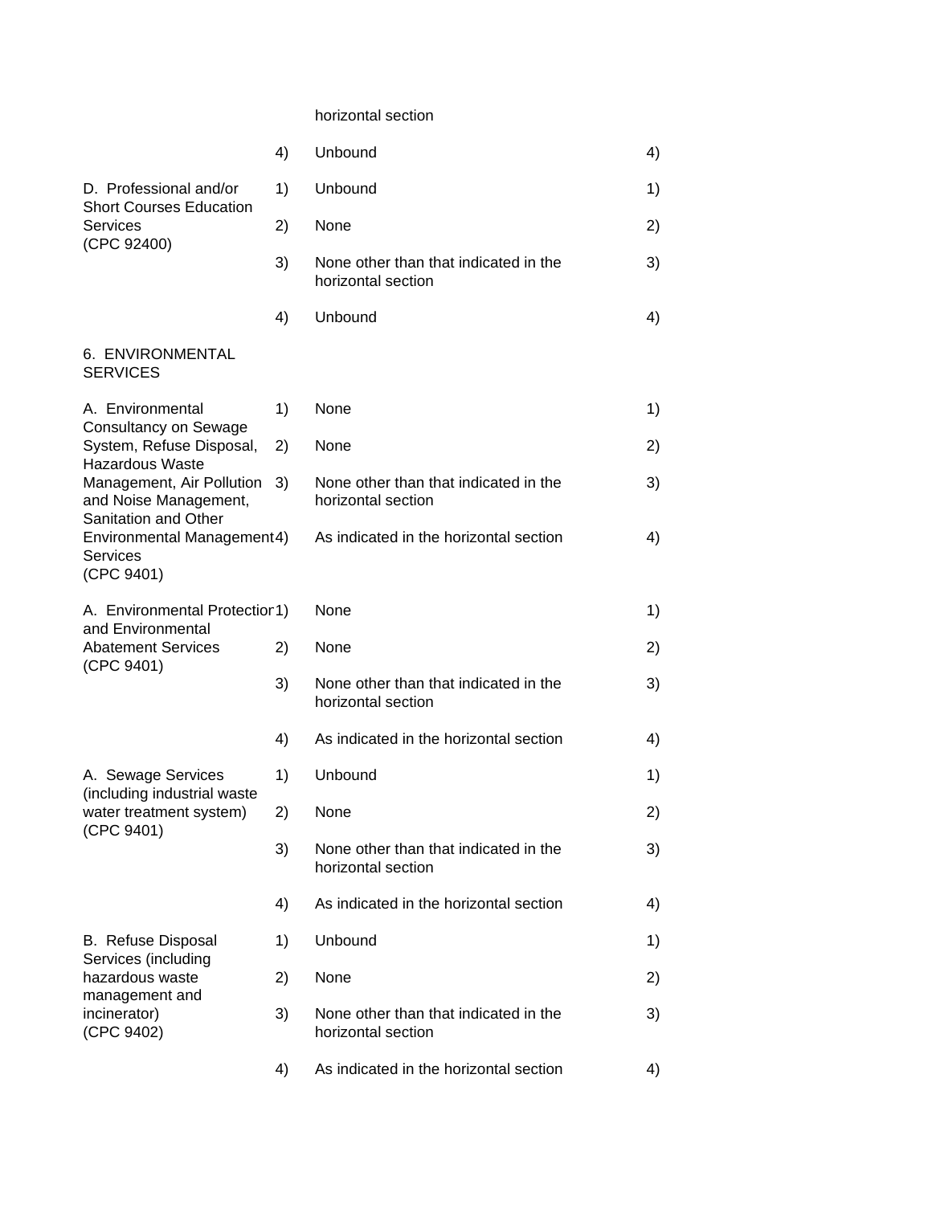| | | | |
|---|---|---|---|
| | | horizontal section | |
| | 4) | Unbound | 4) |
| D. Professional and/or Short Courses Education Services (CPC 92400) | 1) | Unbound | 1) |
| | 2) | None | 2) |
| | 3) | None other than that indicated in the horizontal section | 3) |
| | 4) | Unbound | 4) |
| 6. ENVIRONMENTAL SERVICES | | | |
| A. Environmental Consultancy on Sewage System, Refuse Disposal, Hazardous Waste Management, Air Pollution and Noise Management, Sanitation and Other Environmental Management Services (CPC 9401) | 1) | None | 1) |
| | 2) | None | 2) |
| | 3) | None other than that indicated in the horizontal section | 3) |
| | 4) | As indicated in the horizontal section | 4) |
| A. Environmental Protection and Environmental Abatement Services (CPC 9401) | 1) | None | 1) |
| | 2) | None | 2) |
| | 3) | None other than that indicated in the horizontal section | 3) |
| | 4) | As indicated in the horizontal section | 4) |
| A. Sewage Services (including industrial waste water treatment system) (CPC 9401) | 1) | Unbound | 1) |
| | 2) | None | 2) |
| | 3) | None other than that indicated in the horizontal section | 3) |
| | 4) | As indicated in the horizontal section | 4) |
| B. Refuse Disposal Services (including hazardous waste management and incinerator) (CPC 9402) | 1) | Unbound | 1) |
| | 2) | None | 2) |
| | 3) | None other than that indicated in the horizontal section | 3) |
| | 4) | As indicated in the horizontal section | 4) |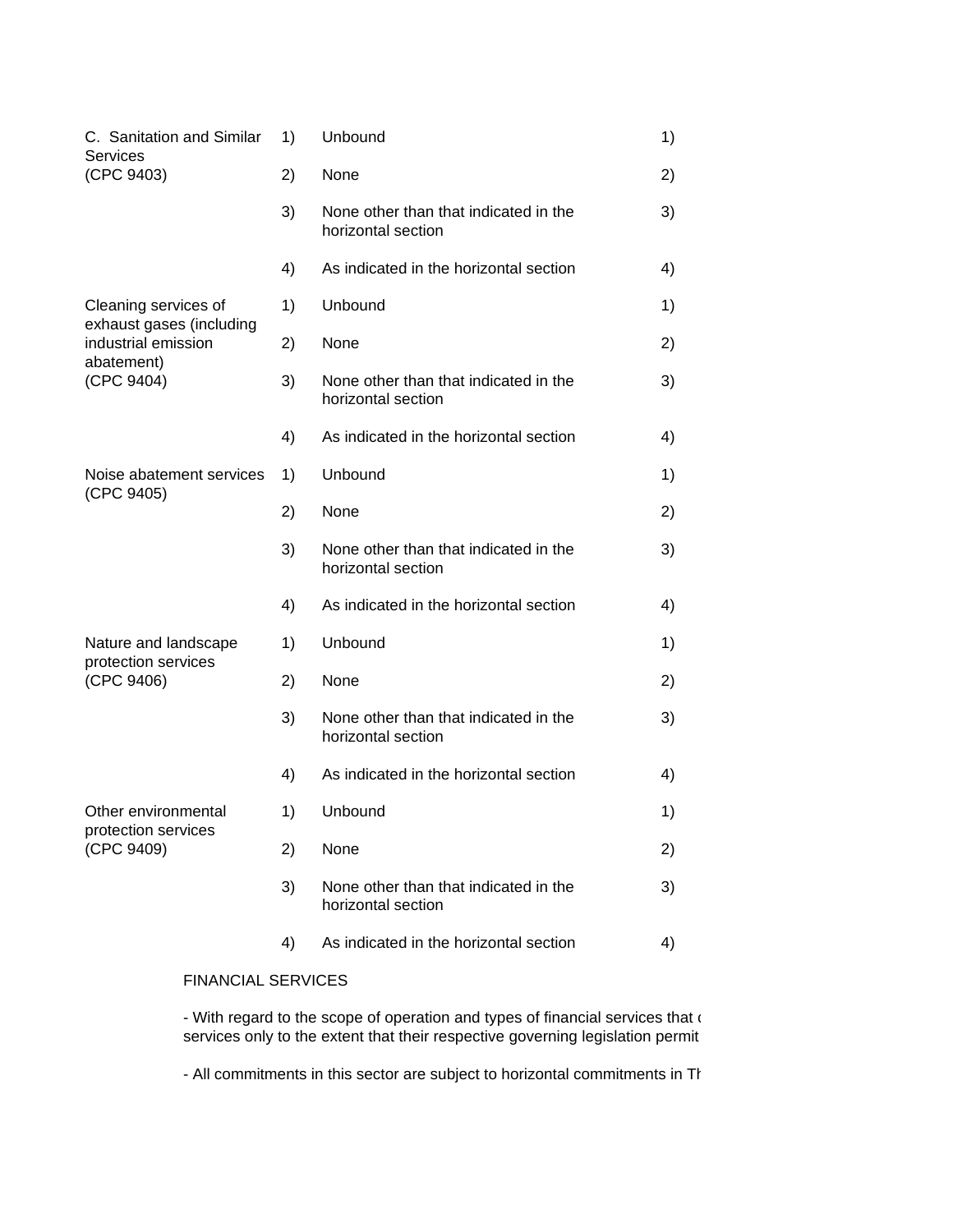| | | | |
|---|---|---|---|
| C. Sanitation and Similar Services (CPC 9403) | 1) | Unbound | 1) |
| | 2) | None | 2) |
| | 3) | None other than that indicated in the horizontal section | 3) |
| | 4) | As indicated in the horizontal section | 4) |
| Cleaning services of exhaust gases (including industrial emission abatement) (CPC 9404) | 1) | Unbound | 1) |
| | 2) | None | 2) |
| | 3) | None other than that indicated in the horizontal section | 3) |
| | 4) | As indicated in the horizontal section | 4) |
| Noise abatement services (CPC 9405) | 1) | Unbound | 1) |
| | 2) | None | 2) |
| | 3) | None other than that indicated in the horizontal section | 3) |
| | 4) | As indicated in the horizontal section | 4) |
| Nature and landscape protection services (CPC 9406) | 1) | Unbound | 1) |
| | 2) | None | 2) |
| | 3) | None other than that indicated in the horizontal section | 3) |
| | 4) | As indicated in the horizontal section | 4) |
| Other environmental protection services (CPC 9409) | 1) | Unbound | 1) |
| | 2) | None | 2) |
| | 3) | None other than that indicated in the horizontal section | 3) |
| | 4) | As indicated in the horizontal section | 4) |

FINANCIAL SERVICES

- With regard to the scope of operation and types of financial services that c services only to the extent that their respective governing legislation permit

- All commitments in this sector are subject to horizontal commitments in Th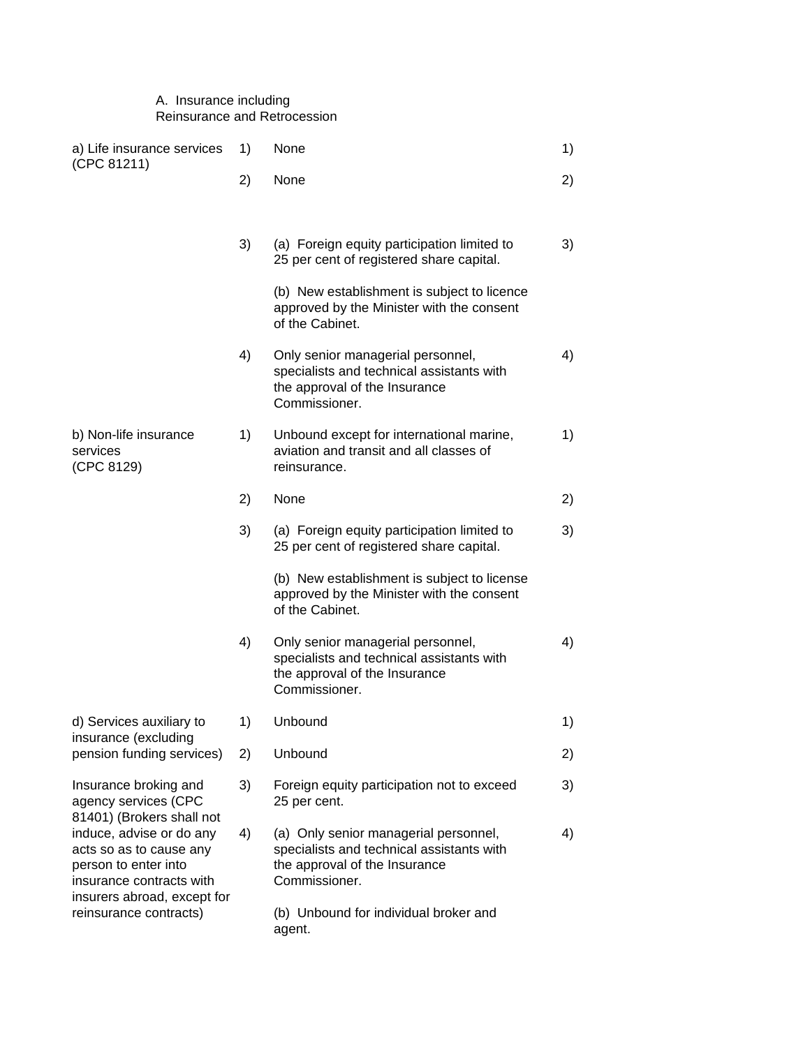A. Insurance including Reinsurance and Retrocession

| Sector | Mode | Limitations on market access | Mode |
|---|---|---|---|
| a) Life insurance services (CPC 81211) | 1) | None | 1) |
| | 2) | None | 2) |
| | 3) | (a) Foreign equity participation limited to 25 per cent of registered share capital.<br><br>(b) New establishment is subject to licence approved by the Minister with the consent of the Cabinet. | 3) |
| | 4) | Only senior managerial personnel, specialists and technical assistants with the approval of the Insurance Commissioner. | 4) |
| b) Non-life insurance services (CPC 8129) | 1) | Unbound except for international marine, aviation and transit and all classes of reinsurance. | 1) |
| | 2) | None | 2) |
| | 3) | (a) Foreign equity participation limited to 25 per cent of registered share capital.<br><br>(b) New establishment is subject to license approved by the Minister with the consent of the Cabinet. | 3) |
| | 4) | Only senior managerial personnel, specialists and technical assistants with the approval of the Insurance Commissioner. | 4) |
| d) Services auxiliary to insurance (excluding pension funding services) | 1) | Unbound | 1) |
| | 2) | Unbound | 2) |
| Insurance broking and agency services (CPC 81401) (Brokers shall not induce, advise or do any acts so as to cause any person to enter into insurance contracts with insurers abroad, except for reinsurance contracts) | 3) | Foreign equity participation not to exceed 25 per cent. | 3) |
| | 4) | (a) Only senior managerial personnel, specialists and technical assistants with the approval of the Insurance Commissioner.<br><br>(b) Unbound for individual broker and agent. | 4) |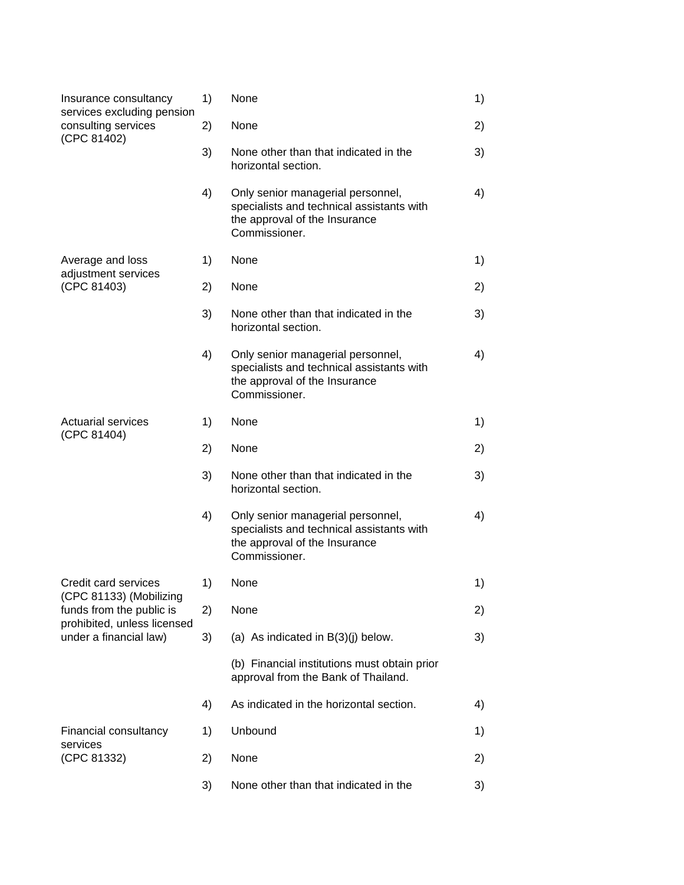| | | | |
|---|---|---|---|
| Insurance consultancy services excluding pension consulting services (CPC 81402) | 1) | None | 1) |
| | 2) | None | 2) |
| | 3) | None other than that indicated in the horizontal section. | 3) |
| | 4) | Only senior managerial personnel, specialists and technical assistants with the approval of the Insurance Commissioner. | 4) |
| Average and loss adjustment services (CPC 81403) | 1) | None | 1) |
| | 2) | None | 2) |
| | 3) | None other than that indicated in the horizontal section. | 3) |
| | 4) | Only senior managerial personnel, specialists and technical assistants with the approval of the Insurance Commissioner. | 4) |
| Actuarial services (CPC 81404) | 1) | None | 1) |
| | 2) | None | 2) |
| | 3) | None other than that indicated in the horizontal section. | 3) |
| | 4) | Only senior managerial personnel, specialists and technical assistants with the approval of the Insurance Commissioner. | 4) |
| Credit card services (CPC 81133) (Mobilizing funds from the public is prohibited, unless licensed under a financial law) | 1) | None | 1) |
| | 2) | None | 2) |
| | 3) | (a) As indicated in B(3)(j) below. | 3) |
| | | (b) Financial institutions must obtain prior approval from the Bank of Thailand. | |
| | 4) | As indicated in the horizontal section. | 4) |
| Financial consultancy services (CPC 81332) | 1) | Unbound | 1) |
| | 2) | None | 2) |
| | 3) | None other than that indicated in the | 3) |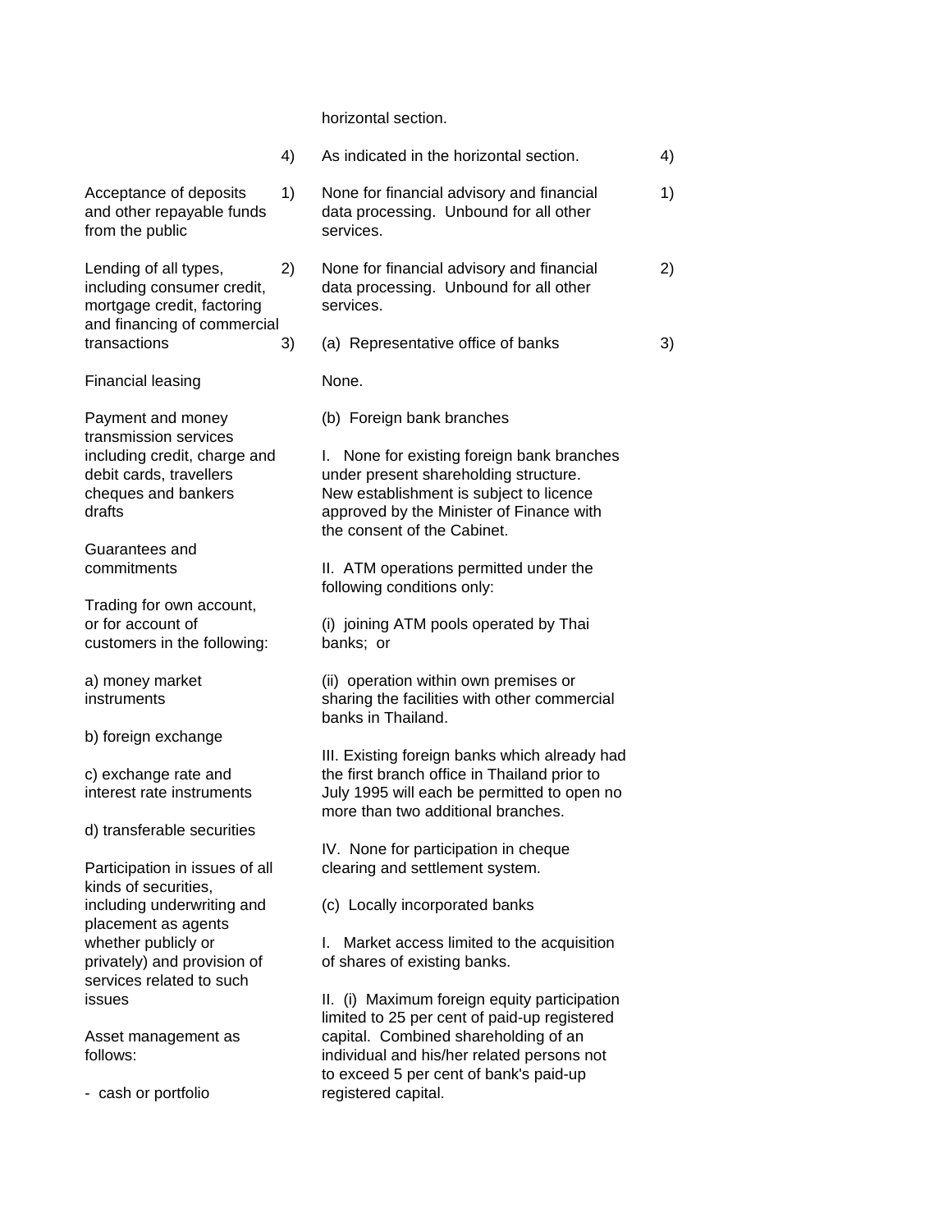| Sector or sub-sector | Limitations on market access | | Limitations on national treatment |
|---|---|---|---|
| | | horizontal section. | |
| | 4) | As indicated in the horizontal section. | 4) |
| Acceptance of deposits and other repayable funds from the public | 1) | None for financial advisory and financial data processing. Unbound for all other services. | 1) |
| Lending of all types, including consumer credit, mortgage credit, factoring and financing of commercial transactions | 2) | None for financial advisory and financial data processing. Unbound for all other services. | 2) |
| | 3) | (a) Representative office of banks | 3) |
| Financial leasing | | None. | |
| Payment and money transmission services including credit, charge and debit cards, travellers cheques and bankers drafts | | (b) Foreign bank branches<br><br>I. None for existing foreign bank branches under present shareholding structure. New establishment is subject to licence approved by the Minister of Finance with the consent of the Cabinet. | |
| Guarantees and commitments | | II. ATM operations permitted under the following conditions only: | |
| Trading for own account, or for account of customers in the following: | | (i) joining ATM pools operated by Thai banks; or | |
| a) money market instruments | | (ii) operation within own premises or sharing the facilities with other commercial banks in Thailand. | |
| b) foreign exchange<br><br>c) exchange rate and interest rate instruments | | III. Existing foreign banks which already had the first branch office in Thailand prior to July 1995 will each be permitted to open no more than two additional branches. | |
| d) transferable securities | | IV. None for participation in cheque clearing and settlement system. | |
| Participation in issues of all kinds of securities, including underwriting and placement as agents whether publicly or privately) and provision of services related to such issues | | (c) Locally incorporated banks<br><br>I. Market access limited to the acquisition of shares of existing banks. | |
| Asset management as follows:<br><br>- cash or portfolio | | II. (i) Maximum foreign equity participation limited to 25 per cent of paid-up registered capital. Combined shareholding of an individual and his/her related persons not to exceed 5 per cent of bank's paid-up registered capital. | |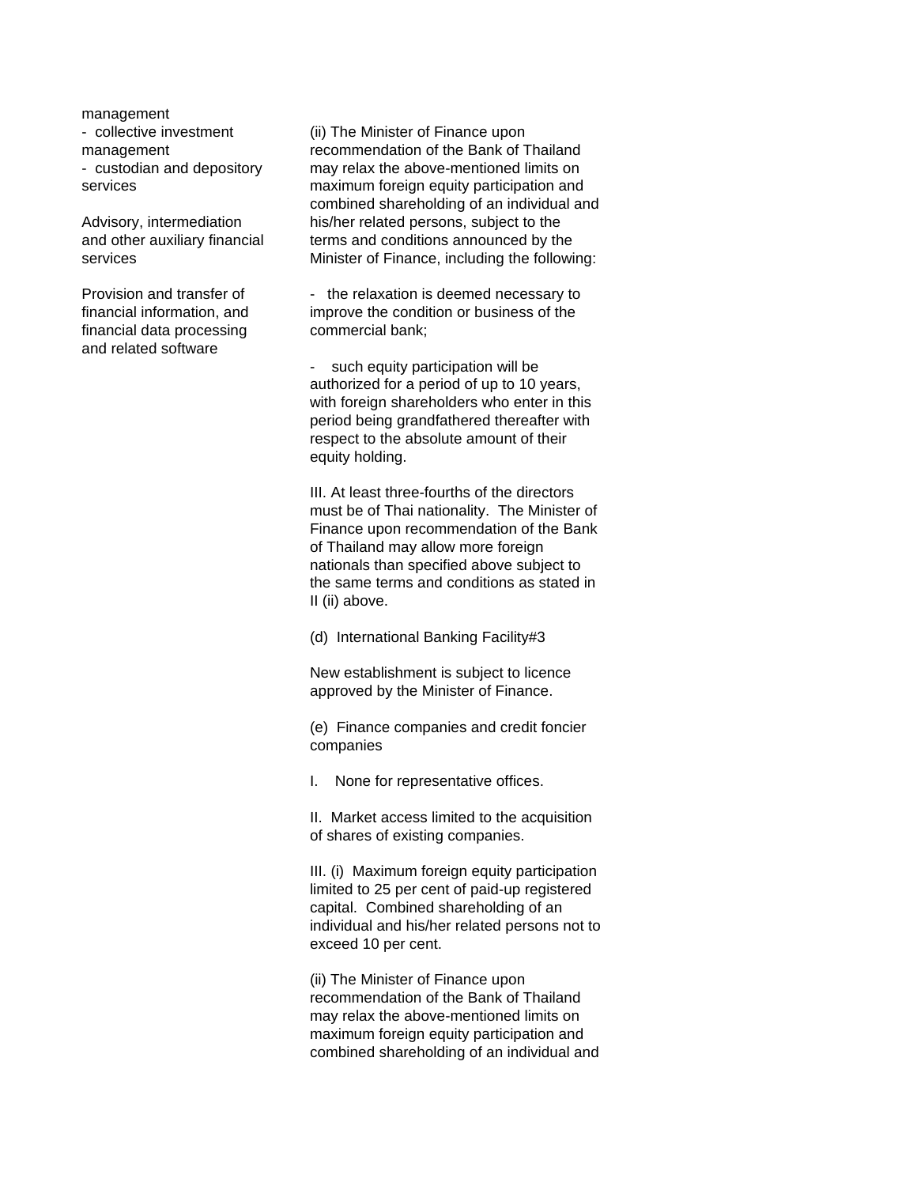| | |
|---|---|
| management<br>- collective investment management<br>- custodian and depository services<br><br>Advisory, intermediation and other auxiliary financial services<br><br>Provision and transfer of financial information, and financial data processing and related software | (ii) The Minister of Finance upon recommendation of the Bank of Thailand may relax the above-mentioned limits on maximum foreign equity participation and combined shareholding of an individual and his/her related persons, subject to the terms and conditions announced by the Minister of Finance, including the following:<br><br>- the relaxation is deemed necessary to improve the condition or business of the commercial bank;<br><br>- such equity participation will be authorized for a period of up to 10 years, with foreign shareholders who enter in this period being grandfathered thereafter with respect to the absolute amount of their equity holding.<br><br>III. At least three-fourths of the directors must be of Thai nationality. The Minister of Finance upon recommendation of the Bank of Thailand may allow more foreign nationals than specified above subject to the same terms and conditions as stated in II (ii) above.<br><br>(d) International Banking Facility#3<br><br>New establishment is subject to licence approved by the Minister of Finance.<br><br>(e) Finance companies and credit foncier companies<br><br>I. None for representative offices.<br><br>II. Market access limited to the acquisition of shares of existing companies.<br><br>III. (i) Maximum foreign equity participation limited to 25 per cent of paid-up registered capital. Combined shareholding of an individual and his/her related persons not to exceed 10 per cent.<br><br>(ii) The Minister of Finance upon recommendation of the Bank of Thailand may relax the above-mentioned limits on maximum foreign equity participation and combined shareholding of an individual and |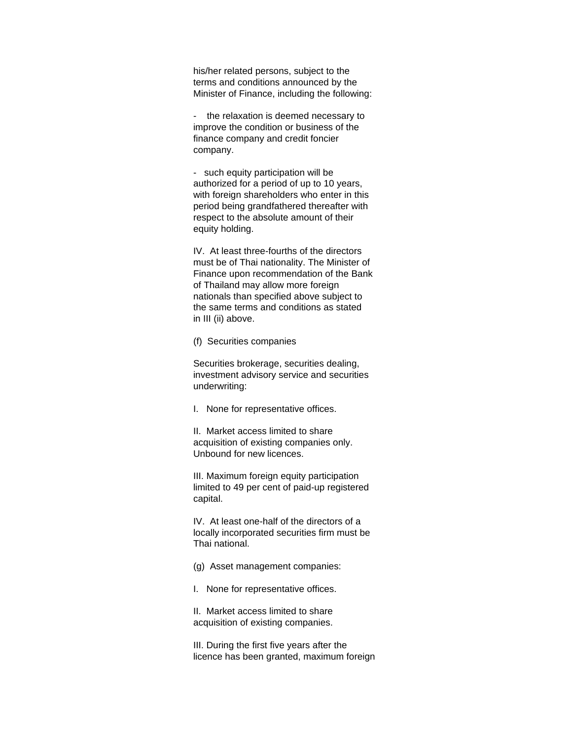his/her related persons, subject to the terms and conditions announced by the Minister of Finance, including the following:

- the relaxation is deemed necessary to improve the condition or business of the finance company and credit foncier company.

- such equity participation will be authorized for a period of up to 10 years, with foreign shareholders who enter in this period being grandfathered thereafter with respect to the absolute amount of their equity holding.

IV. At least three-fourths of the directors must be of Thai nationality. The Minister of Finance upon recommendation of the Bank of Thailand may allow more foreign nationals than specified above subject to the same terms and conditions as stated in III (ii) above.

(f) Securities companies

Securities brokerage, securities dealing, investment advisory service and securities underwriting:

I. None for representative offices.

II. Market access limited to share acquisition of existing companies only. Unbound for new licences.

III. Maximum foreign equity participation limited to 49 per cent of paid-up registered capital.

IV. At least one-half of the directors of a locally incorporated securities firm must be Thai national.

(g) Asset management companies:

I. None for representative offices.

II. Market access limited to share acquisition of existing companies.

III. During the first five years after the licence has been granted, maximum foreign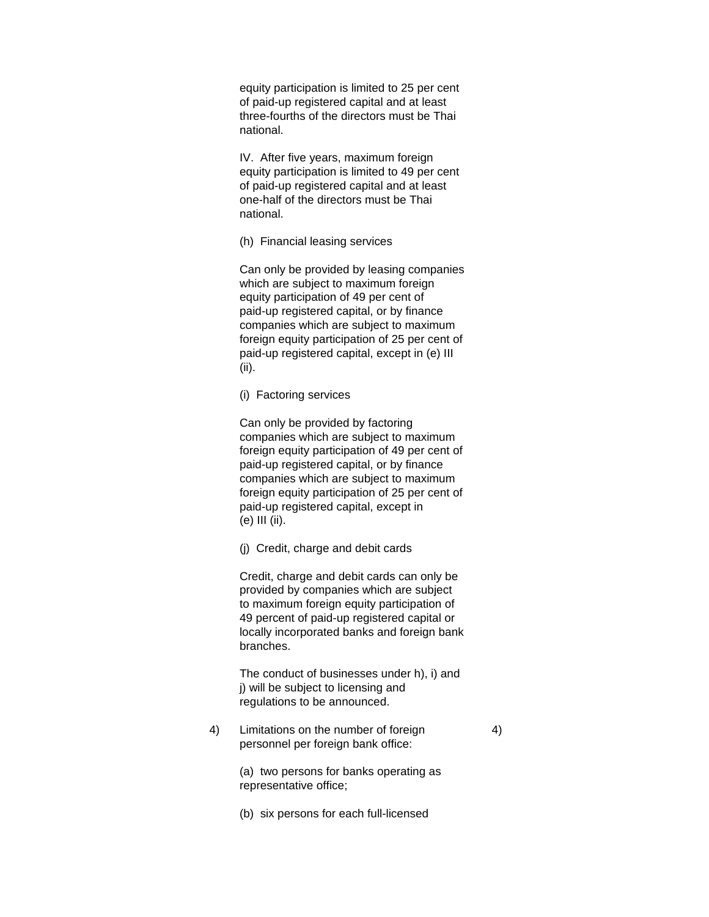equity participation is limited to 25 per cent of paid-up registered capital and at least three-fourths of the directors must be Thai national.

IV. After five years, maximum foreign equity participation is limited to 49 per cent of paid-up registered capital and at least one-half of the directors must be Thai national.

(h) Financial leasing services

Can only be provided by leasing companies which are subject to maximum foreign equity participation of 49 per cent of paid-up registered capital, or by finance companies which are subject to maximum foreign equity participation of 25 per cent of paid-up registered capital, except in (e) III (ii).

(i) Factoring services

Can only be provided by factoring companies which are subject to maximum foreign equity participation of 49 per cent of paid-up registered capital, or by finance companies which are subject to maximum foreign equity participation of 25 per cent of paid-up registered capital, except in (e) III (ii).

(j) Credit, charge and debit cards

Credit, charge and debit cards can only be provided by companies which are subject to maximum foreign equity participation of 49 percent of paid-up registered capital or locally incorporated banks and foreign bank branches.

The conduct of businesses under h), i) and j) will be subject to licensing and regulations to be announced.

| | | |
|---|---|---|
| 4) | Limitations on the number of foreign personnel per foreign bank office:<br><br>(a) two persons for banks operating as representative office;<br><br>(b) six persons for each full-licensed | 4) |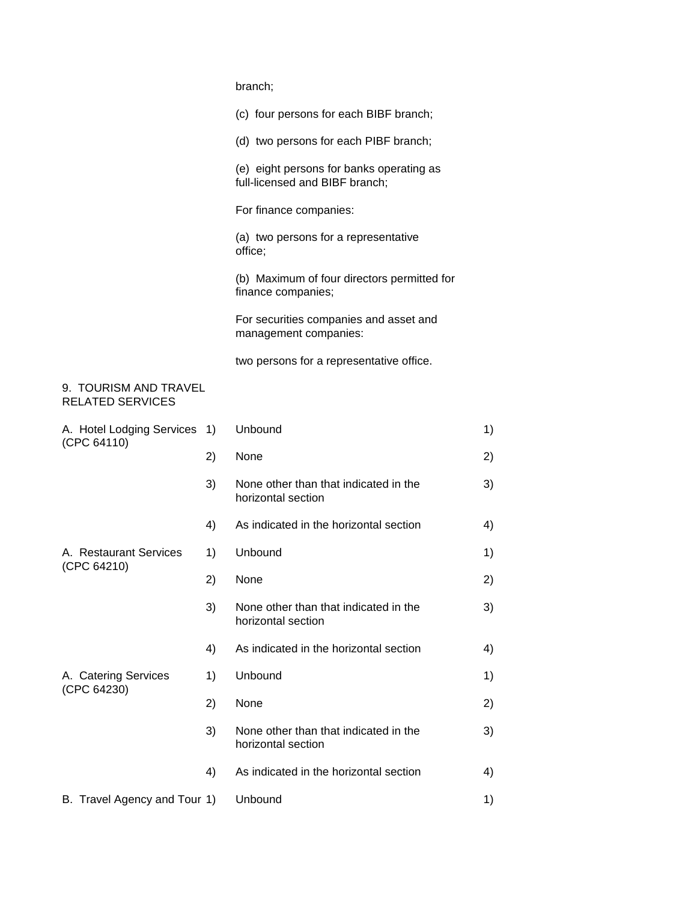| | | | |
|---|---|---|---|
| | | branch; | |
| | | (c) four persons for each BIBF branch; | |
| | | (d) two persons for each PIBF branch; | |
| | | (e) eight persons for banks operating as full-licensed and BIBF branch; | |
| | | For finance companies: | |
| | | (a) two persons for a representative office; | |
| | | (b) Maximum of four directors permitted for finance companies; | |
| | | For securities companies and asset and management companies: | |
| | | two persons for a representative office. | |
| 9. TOURISM AND TRAVEL RELATED SERVICES | | | |
| A. Hotel Lodging Services (CPC 64110) | 1) | Unbound | 1) |
| | 2) | None | 2) |
| | 3) | None other than that indicated in the horizontal section | 3) |
| | 4) | As indicated in the horizontal section | 4) |
| A. Restaurant Services (CPC 64210) | 1) | Unbound | 1) |
| | 2) | None | 2) |
| | 3) | None other than that indicated in the horizontal section | 3) |
| | 4) | As indicated in the horizontal section | 4) |
| A. Catering Services (CPC 64230) | 1) | Unbound | 1) |
| | 2) | None | 2) |
| | 3) | None other than that indicated in the horizontal section | 3) |
| | 4) | As indicated in the horizontal section | 4) |
| B. Travel Agency and Tour | 1) | Unbound | 1) |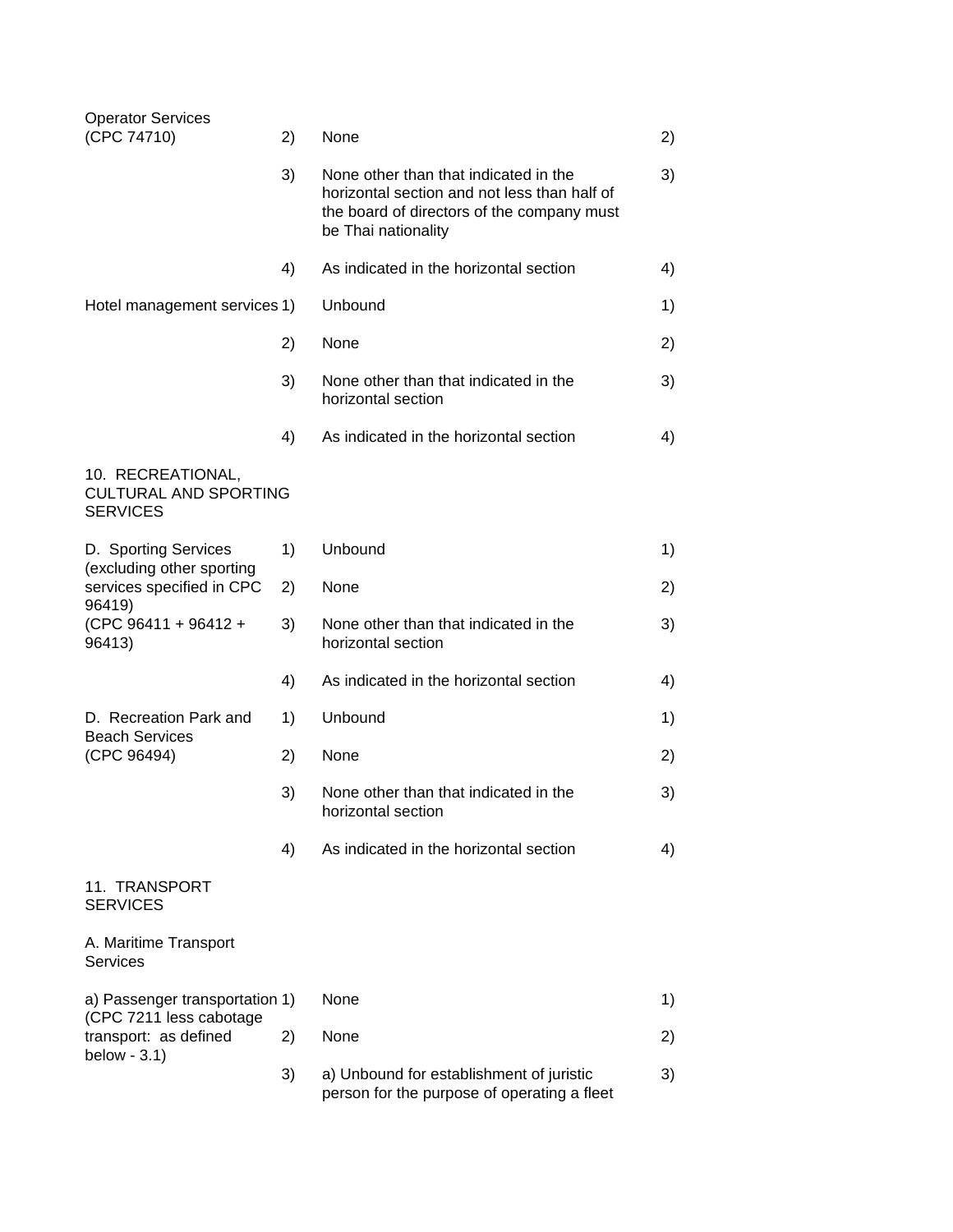| | | | |
|---|---|---|---|
| Operator Services (CPC 74710) | 2) | None | 2) |
| | 3) | None other than that indicated in the horizontal section and not less than half of the board of directors of the company must be Thai nationality | 3) |
| | 4) | As indicated in the horizontal section | 4) |
| Hotel management services | 1) | Unbound | 1) |
| | 2) | None | 2) |
| | 3) | None other than that indicated in the horizontal section | 3) |
| | 4) | As indicated in the horizontal section | 4) |
| 10. RECREATIONAL, CULTURAL AND SPORTING SERVICES | | | |
| D. Sporting Services (excluding other sporting services specified in CPC 96419) (CPC 96411 + 96412 + 96413) | 1) | Unbound | 1) |
| | 2) | None | 2) |
| | 3) | None other than that indicated in the horizontal section | 3) |
| | 4) | As indicated in the horizontal section | 4) |
| D. Recreation Park and Beach Services (CPC 96494) | 1) | Unbound | 1) |
| | 2) | None | 2) |
| | 3) | None other than that indicated in the horizontal section | 3) |
| | 4) | As indicated in the horizontal section | 4) |
| 11. TRANSPORT SERVICES | | | |
| A. Maritime Transport Services | | | |
| a) Passenger transportation (CPC 7211 less cabotage transport: as defined below - 3.1) | 1) | None | 1) |
| | 2) | None | 2) |
| | 3) | a) Unbound for establishment of juristic person for the purpose of operating a fleet | 3) |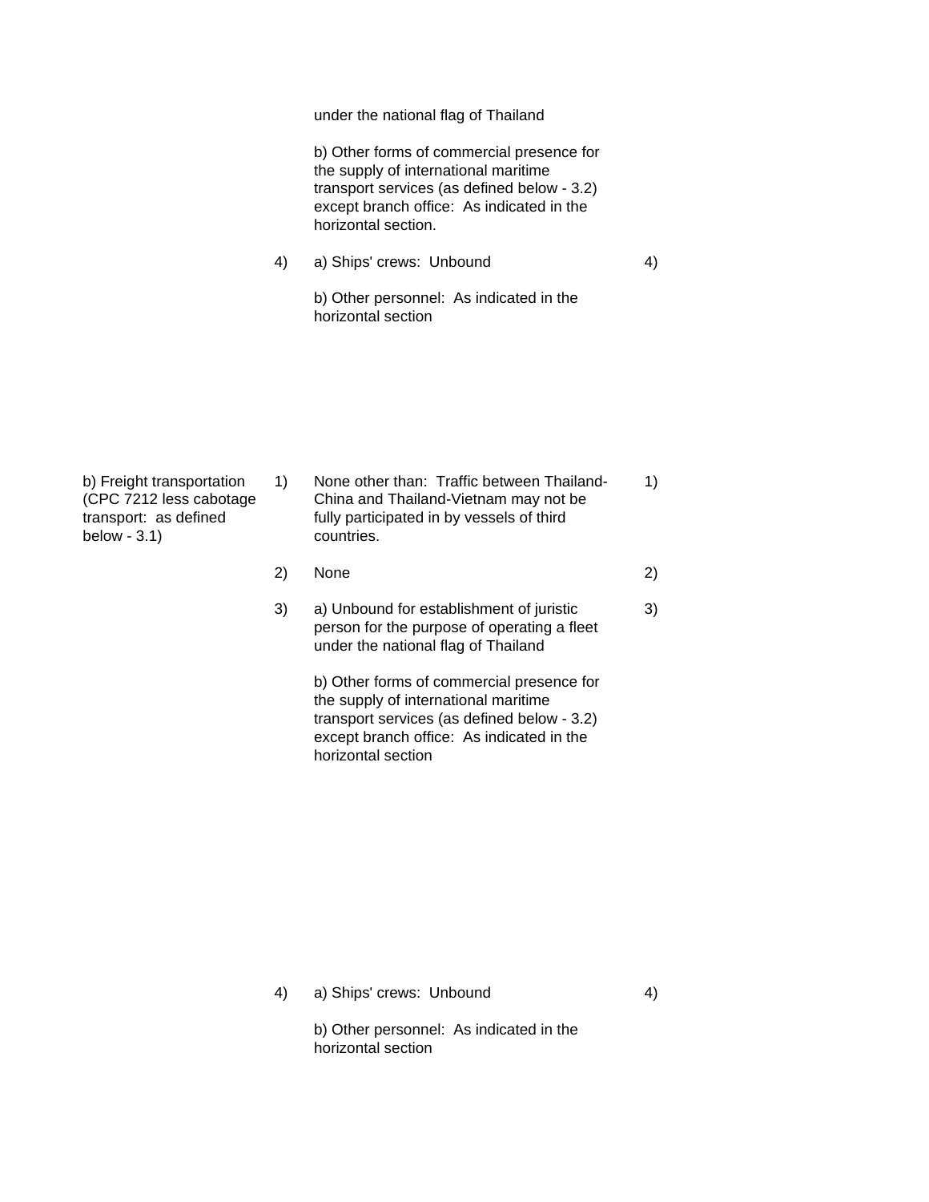| Sector or sub-sector | | Limitations on market access | | Limitations on national treatment |
|---|---|---|---|---|
| | | under the national flag of Thailand<br><br>b) Other forms of commercial presence for the supply of international maritime transport services (as defined below - 3.2) except branch office: As indicated in the horizontal section. | | |
| | 4) | a) Ships' crews: Unbound<br><br>b) Other personnel: As indicated in the horizontal section | 4) | |
| b) Freight transportation (CPC 7212 less cabotage transport: as defined below - 3.1) | 1) | None other than: Traffic between Thailand-China and Thailand-Vietnam may not be fully participated in by vessels of third countries. | 1) | |
| | 2) | None | 2) | |
| | 3) | a) Unbound for establishment of juristic person for the purpose of operating a fleet under the national flag of Thailand<br><br>b) Other forms of commercial presence for the supply of international maritime transport services (as defined below - 3.2) except branch office: As indicated in the horizontal section | 3) | |
| | 4) | a) Ships' crews: Unbound<br><br>b) Other personnel: As indicated in the horizontal section | 4) | |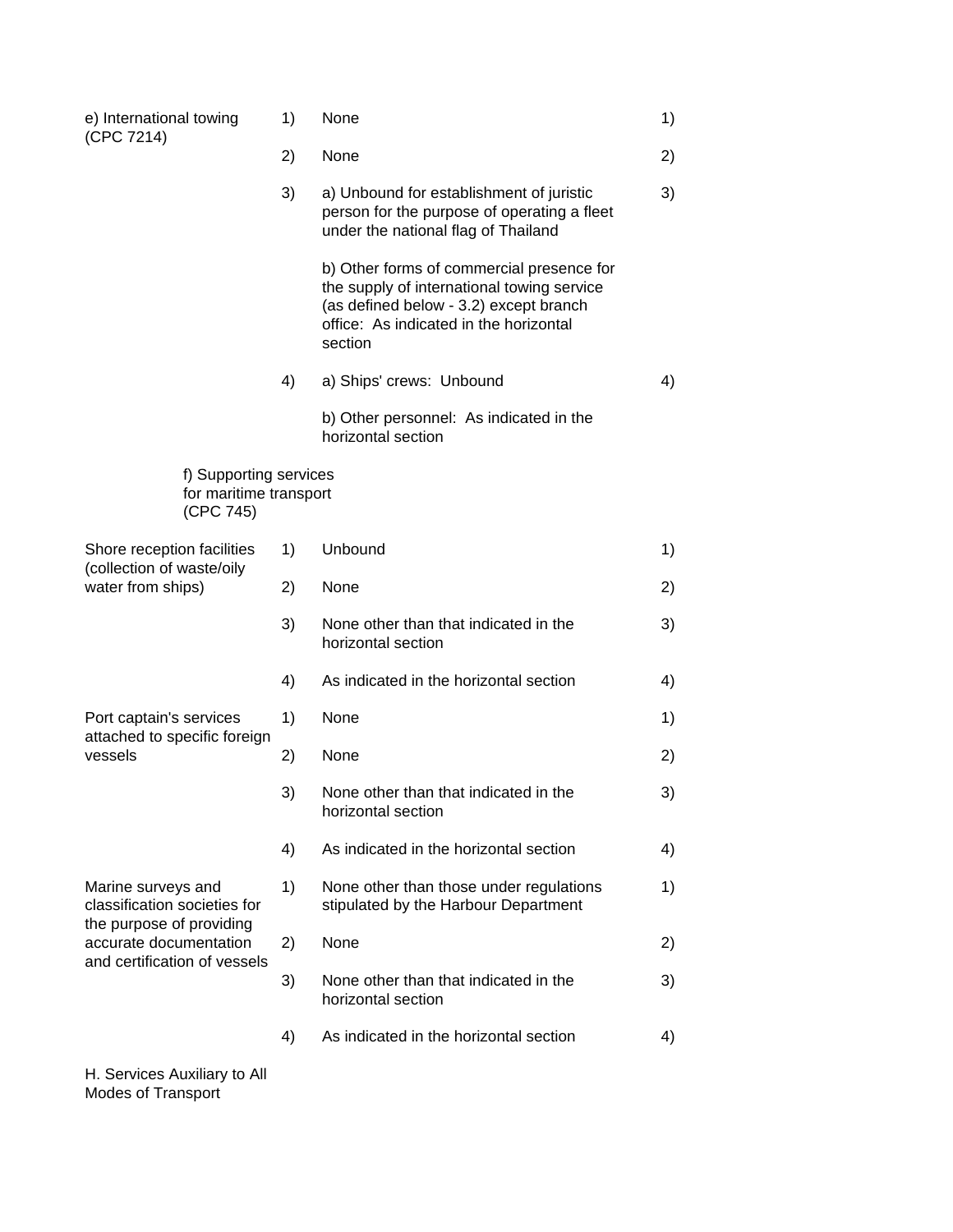| | | | |
|---|---|---|---|
| e) International towing (CPC 7214) | 1) | None | 1) |
| | 2) | None | 2) |
| | 3) | a) Unbound for establishment of juristic person for the purpose of operating a fleet under the national flag of Thailand<br><br>b) Other forms of commercial presence for the supply of international towing service (as defined below - 3.2) except branch office: As indicated in the horizontal section | 3) |
| | 4) | a) Ships' crews: Unbound<br><br>b) Other personnel: As indicated in the horizontal section | 4) |
| f) Supporting services for maritime transport (CPC 745) | | | |
| Shore reception facilities (collection of waste/oily water from ships) | 1) | Unbound | 1) |
| | 2) | None | 2) |
| | 3) | None other than that indicated in the horizontal section | 3) |
| | 4) | As indicated in the horizontal section | 4) |
| Port captain's services attached to specific foreign vessels | 1) | None | 1) |
| | 2) | None | 2) |
| | 3) | None other than that indicated in the horizontal section | 3) |
| | 4) | As indicated in the horizontal section | 4) |
| Marine surveys and classification societies for the purpose of providing accurate documentation and certification of vessels | 1) | None other than those under regulations stipulated by the Harbour Department | 1) |
| | 2) | None | 2) |
| | 3) | None other than that indicated in the horizontal section | 3) |
| | 4) | As indicated in the horizontal section | 4) |
| H. Services Auxiliary to All Modes of Transport | | | |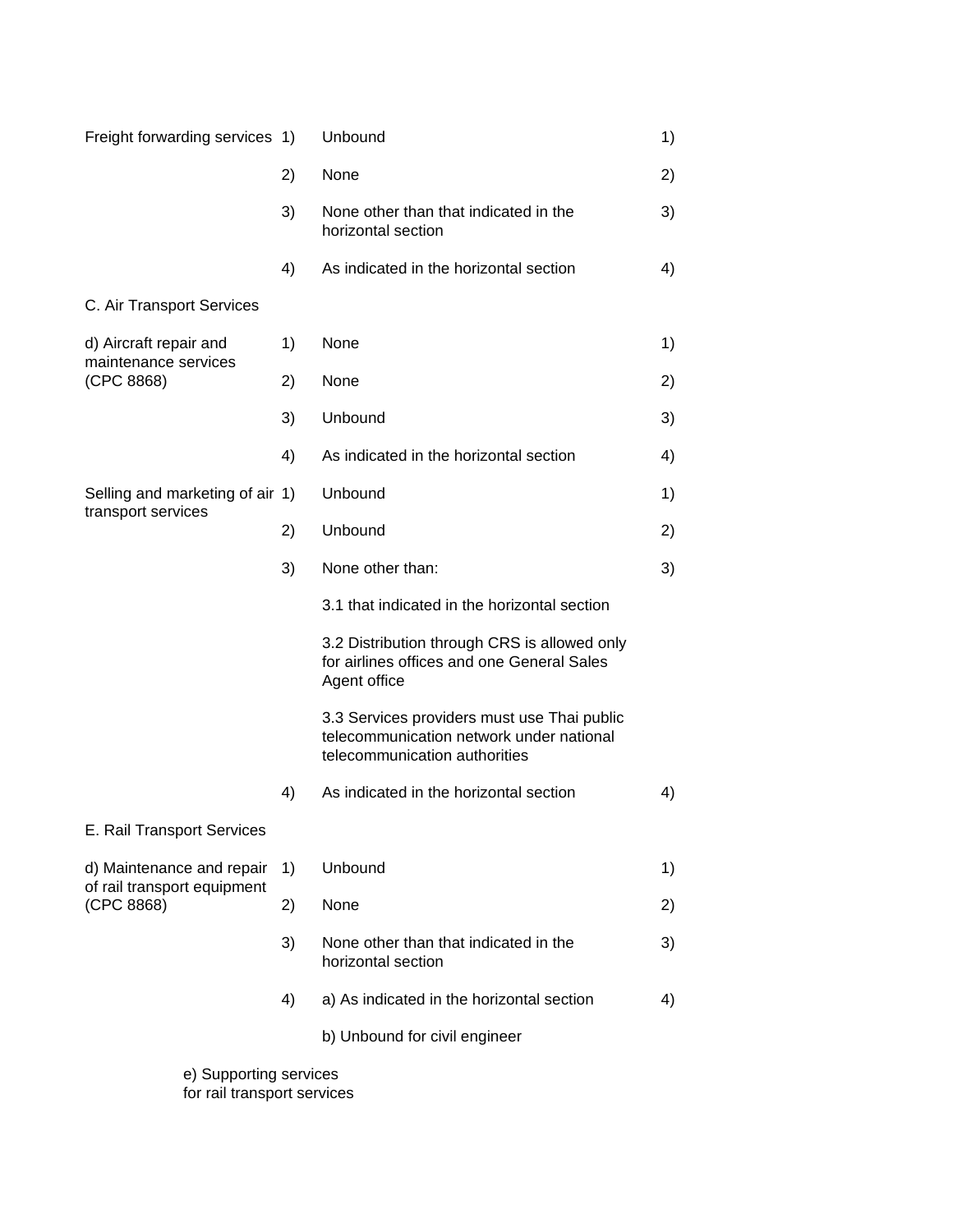| Sector or sub-sector | | Limitations on market access | |
|---|---|---|---|
| Freight forwarding services | 1) | Unbound | 1) |
| | 2) | None | 2) |
| | 3) | None other than that indicated in the horizontal section | 3) |
| | 4) | As indicated in the horizontal section | 4) |
| C. Air Transport Services | | | |
| d) Aircraft repair and maintenance services (CPC 8868) | 1) | None | 1) |
| | 2) | None | 2) |
| | 3) | Unbound | 3) |
| | 4) | As indicated in the horizontal section | 4) |
| Selling and marketing of air transport services | 1) | Unbound | 1) |
| | 2) | Unbound | 2) |
| | 3) | None other than: | 3) |
| | | 3.1 that indicated in the horizontal section | |
| | | 3.2 Distribution through CRS is allowed only for airlines offices and one General Sales Agent office | |
| | | 3.3 Services providers must use Thai public telecommunication network under national telecommunication authorities | |
| | 4) | As indicated in the horizontal section | 4) |
| E. Rail Transport Services | | | |
| d) Maintenance and repair of rail transport equipment (CPC 8868) | 1) | Unbound | 1) |
| | 2) | None | 2) |
| | 3) | None other than that indicated in the horizontal section | 3) |
| | 4) | a) As indicated in the horizontal section | 4) |
| | | b) Unbound for civil engineer | |

e) Supporting services for rail transport services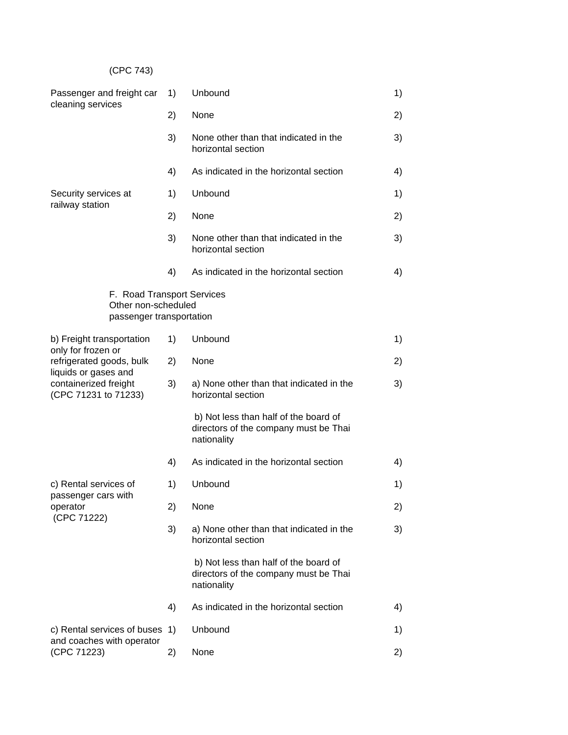| | | | | |
|---|---|---|---|---|
| (CPC 743) | | | | |
| Passenger and freight car cleaning services | 1) | Unbound | 1) | |
| | 2) | None | 2) | |
| | 3) | None other than that indicated in the horizontal section | 3) | |
| | 4) | As indicated in the horizontal section | 4) | |
| Security services at railway station | 1) | Unbound | 1) | |
| | 2) | None | 2) | |
| | 3) | None other than that indicated in the horizontal section | 3) | |
| | 4) | As indicated in the horizontal section | 4) | |
| F. Road Transport Services Other non-scheduled passenger transportation | | | | |
| b) Freight transportation only for frozen or refrigerated goods, bulk liquids or gases and containerized freight (CPC 71231 to 71233) | 1) | Unbound | 1) | |
| | 2) | None | 2) | |
| | 3) | a) None other than that indicated in the horizontal section<br><br>b) Not less than half of the board of directors of the company must be Thai nationality | 3) | |
| | 4) | As indicated in the horizontal section | 4) | |
| c) Rental services of passenger cars with operator (CPC 71222) | 1) | Unbound | 1) | |
| | 2) | None | 2) | |
| | 3) | a) None other than that indicated in the horizontal section<br><br>b) Not less than half of the board of directors of the company must be Thai nationality | 3) | |
| | 4) | As indicated in the horizontal section | 4) | |
| c) Rental services of buses and coaches with operator (CPC 71223) | 1) | Unbound | 1) | |
| | 2) | None | 2) | |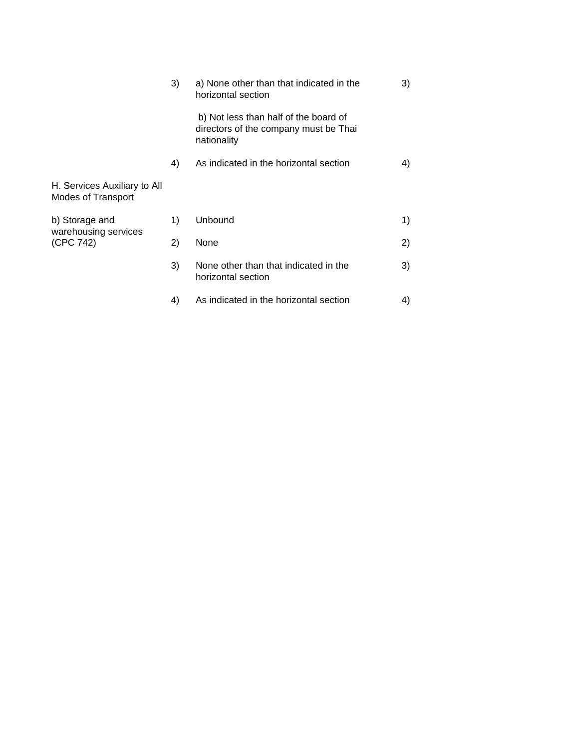| | | | | |
|---|---|---|---|---|
| | 3) | a) None other than that indicated in the horizontal section<br><br>b) Not less than half of the board of directors of the company must be Thai nationality | 3) | |
| | 4) | As indicated in the horizontal section | 4) | |
| H. Services Auxiliary to All Modes of Transport | | | | |
| b) Storage and warehousing services (CPC 742) | 1) | Unbound | 1) | |
| | 2) | None | 2) | |
| | 3) | None other than that indicated in the horizontal section | 3) | |
| | 4) | As indicated in the horizontal section | 4) | |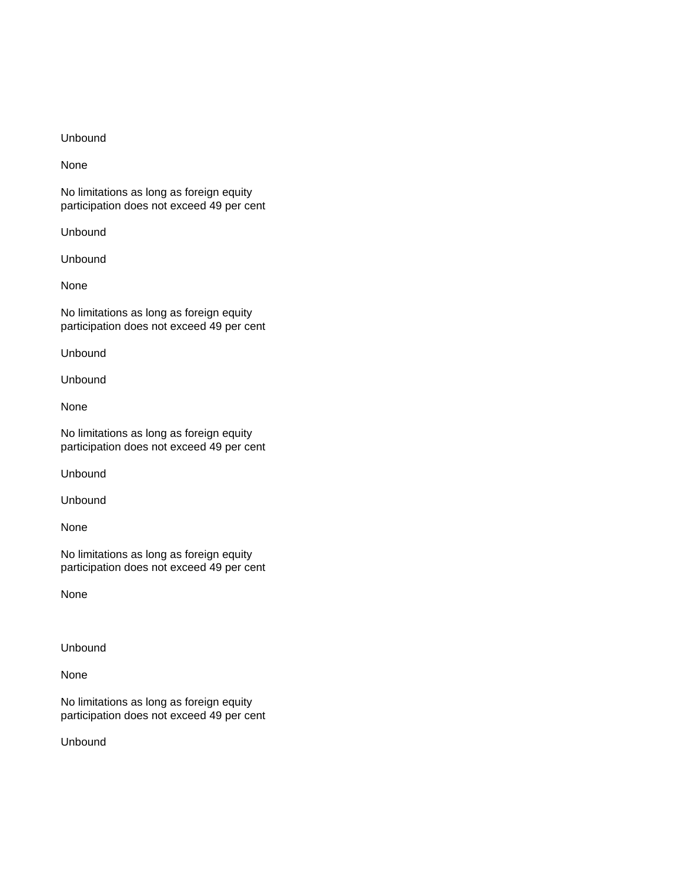Unbound

None

No limitations as long as foreign equity participation does not exceed 49 per cent

Unbound

Unbound

None

No limitations as long as foreign equity participation does not exceed 49 per cent

Unbound

Unbound

None

No limitations as long as foreign equity participation does not exceed 49 per cent

Unbound

Unbound

None

No limitations as long as foreign equity participation does not exceed 49 per cent

None

Unbound

None

No limitations as long as foreign equity participation does not exceed 49 per cent

Unbound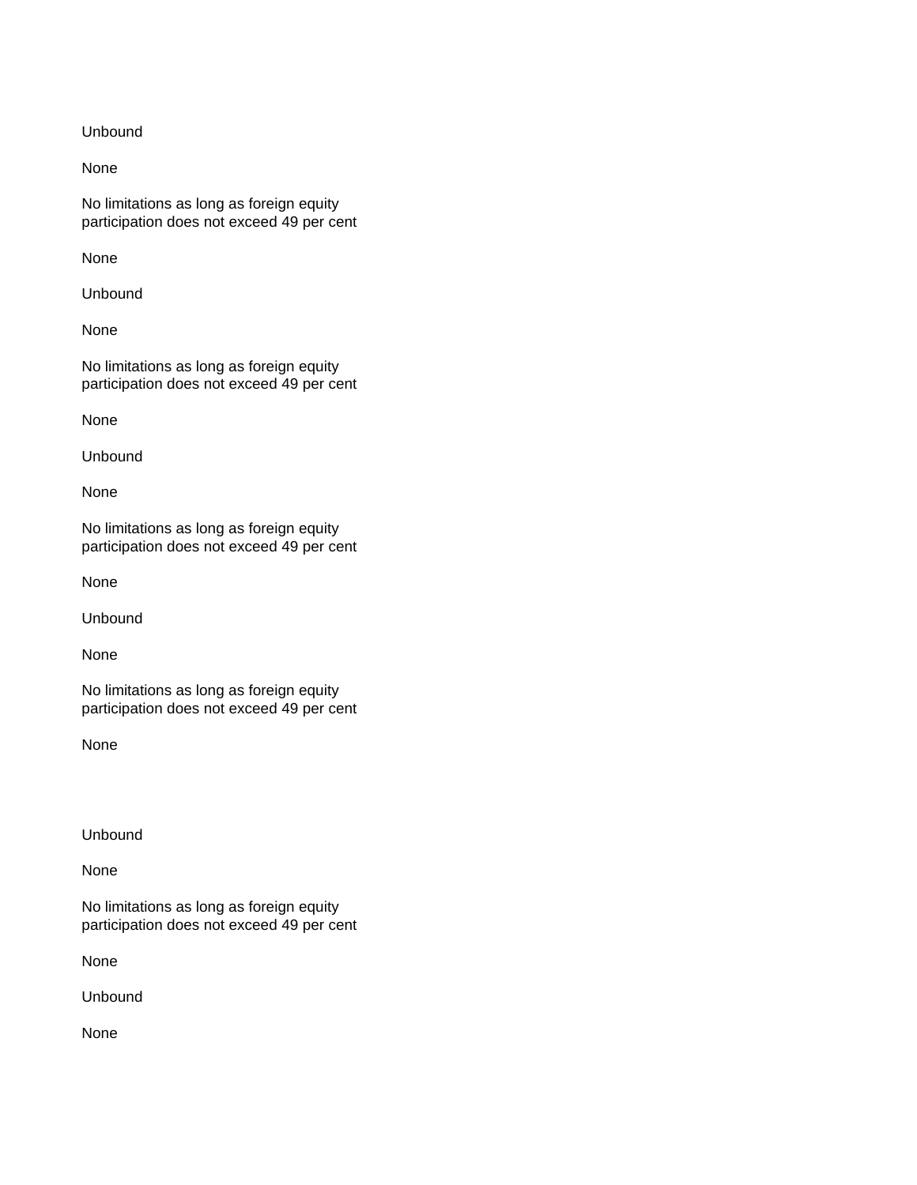Unbound

None

No limitations as long as foreign equity participation does not exceed 49 per cent

None

Unbound

None

No limitations as long as foreign equity participation does not exceed 49 per cent

None

Unbound

None

No limitations as long as foreign equity participation does not exceed 49 per cent

None

Unbound

None

No limitations as long as foreign equity participation does not exceed 49 per cent

None

Unbound

None

No limitations as long as foreign equity participation does not exceed 49 per cent

None

Unbound

None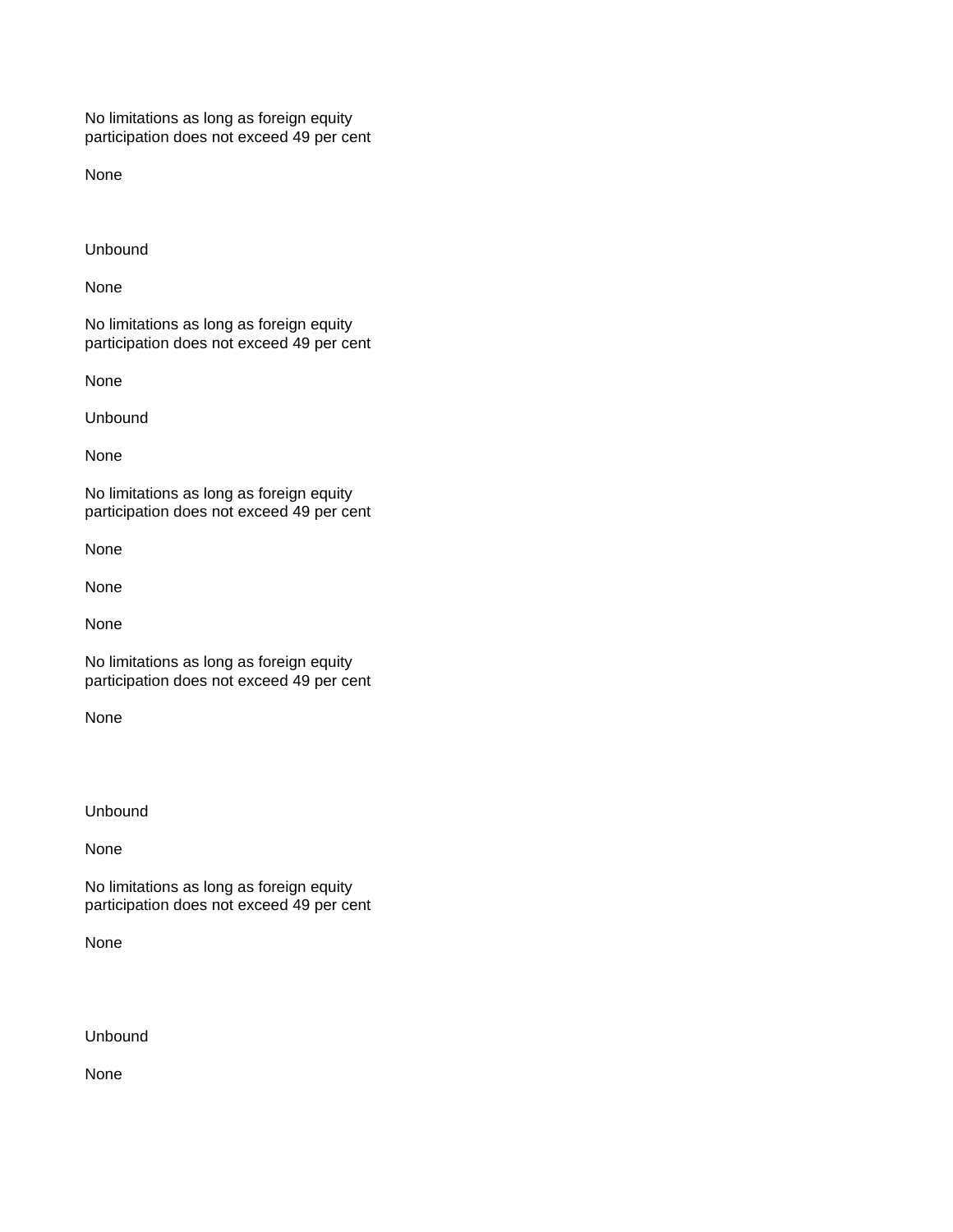No limitations as long as foreign equity participation does not exceed 49 per cent

None

Unbound

None

No limitations as long as foreign equity participation does not exceed 49 per cent

None

Unbound

None

No limitations as long as foreign equity participation does not exceed 49 per cent

None

None

None

No limitations as long as foreign equity participation does not exceed 49 per cent

None

Unbound

None

No limitations as long as foreign equity participation does not exceed 49 per cent

None

Unbound

None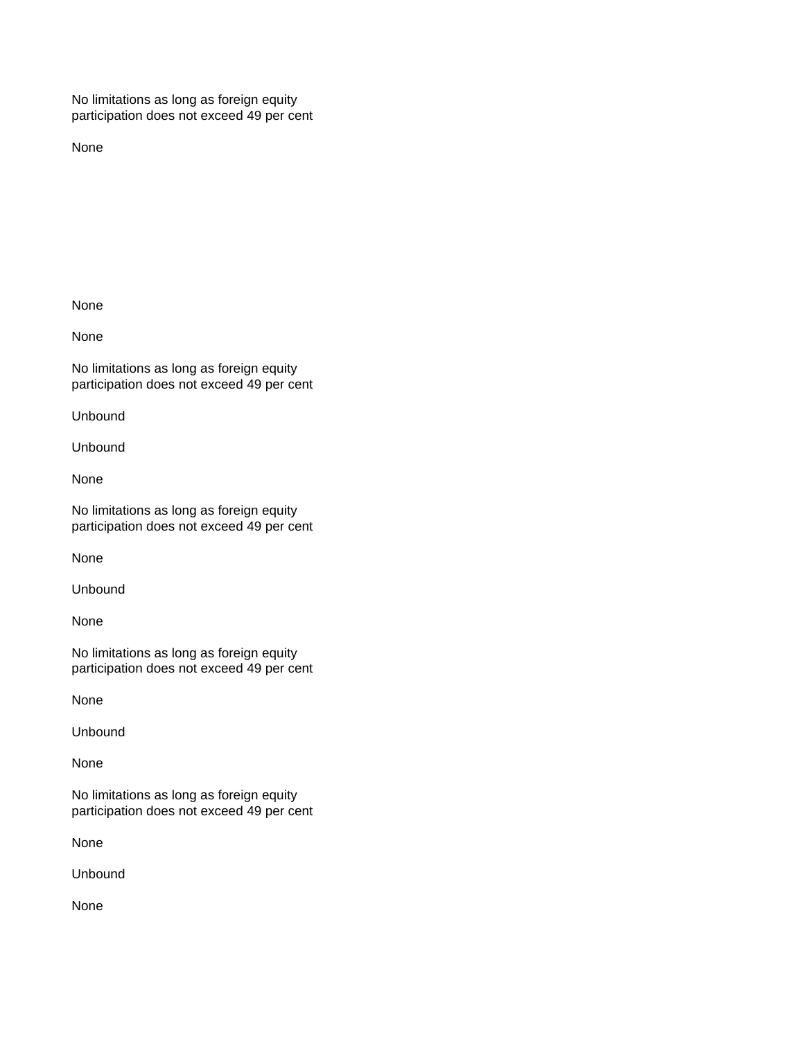No limitations as long as foreign equity participation does not exceed 49 per cent

None

None

None

No limitations as long as foreign equity participation does not exceed 49 per cent

Unbound

Unbound

None

No limitations as long as foreign equity participation does not exceed 49 per cent

None

Unbound

None

No limitations as long as foreign equity participation does not exceed 49 per cent

None

Unbound

None

No limitations as long as foreign equity participation does not exceed 49 per cent

None

Unbound

None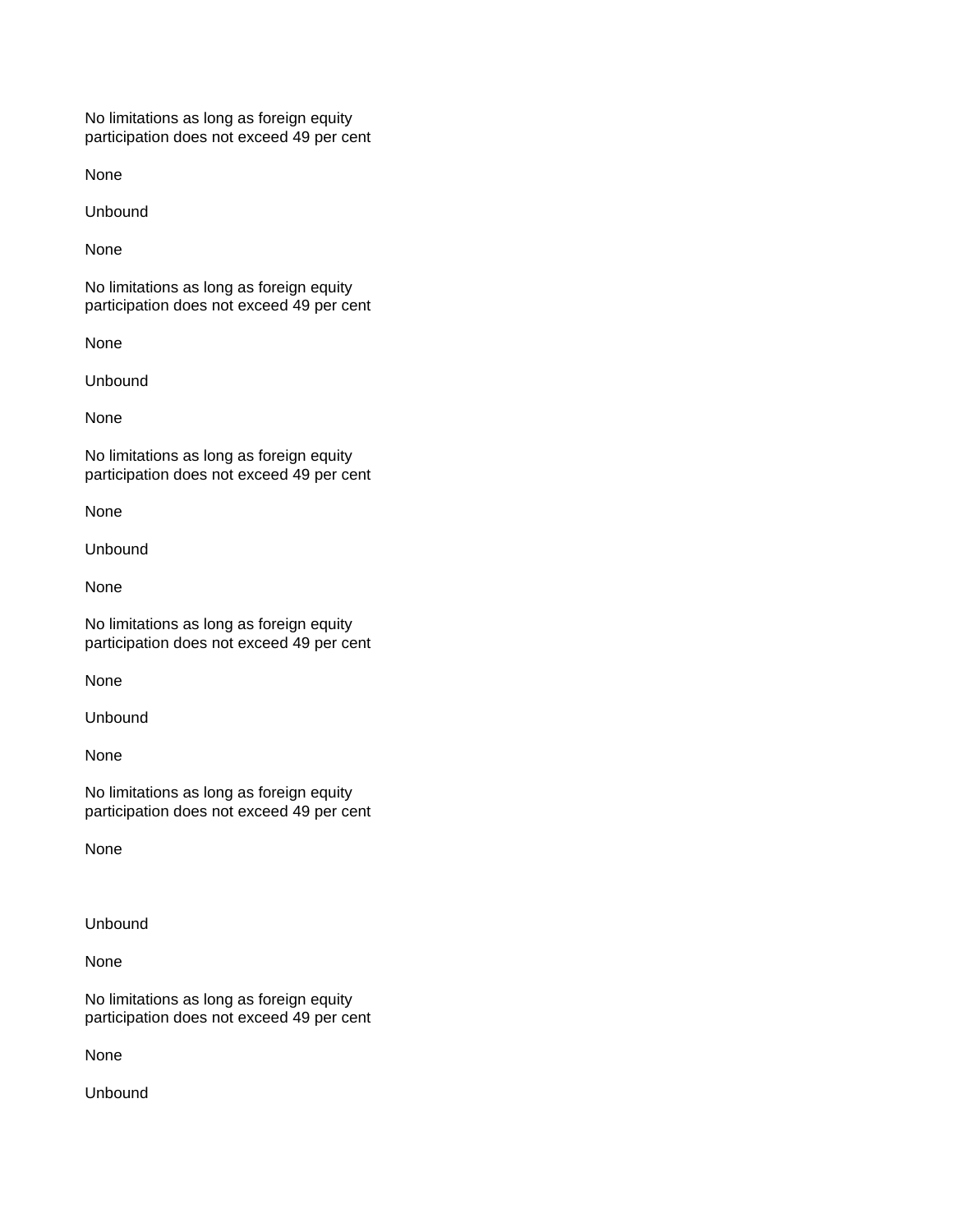No limitations as long as foreign equity participation does not exceed 49 per cent

None

Unbound

None

No limitations as long as foreign equity participation does not exceed 49 per cent

None

Unbound

None

No limitations as long as foreign equity participation does not exceed 49 per cent

None

Unbound

None

No limitations as long as foreign equity participation does not exceed 49 per cent

None

Unbound

None

No limitations as long as foreign equity participation does not exceed 49 per cent

None

Unbound

None

No limitations as long as foreign equity participation does not exceed 49 per cent

None

Unbound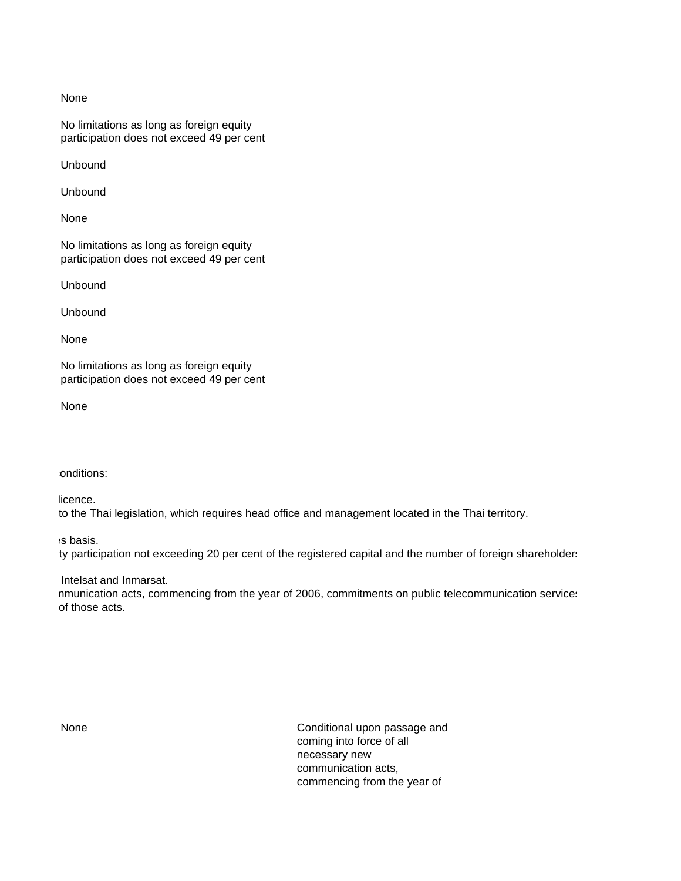None

No limitations as long as foreign equity participation does not exceed 49 per cent

Unbound

Unbound

None

No limitations as long as foreign equity participation does not exceed 49 per cent

Unbound

Unbound

None

No limitations as long as foreign equity participation does not exceed 49 per cent

None

onditions:

licence.
to the Thai legislation, which requires head office and management located in the Thai territory.

s basis.
ty participation not exceeding 20 per cent of the registered capital and the number of foreign shareholders

Intelsat and Inmarsat.
nmunication acts, commencing from the year of 2006, commitments on public telecommunication services
of those acts.

| | |
|---|---|
| None | Conditional upon passage and coming into force of all necessary new communication acts, commencing from the year of |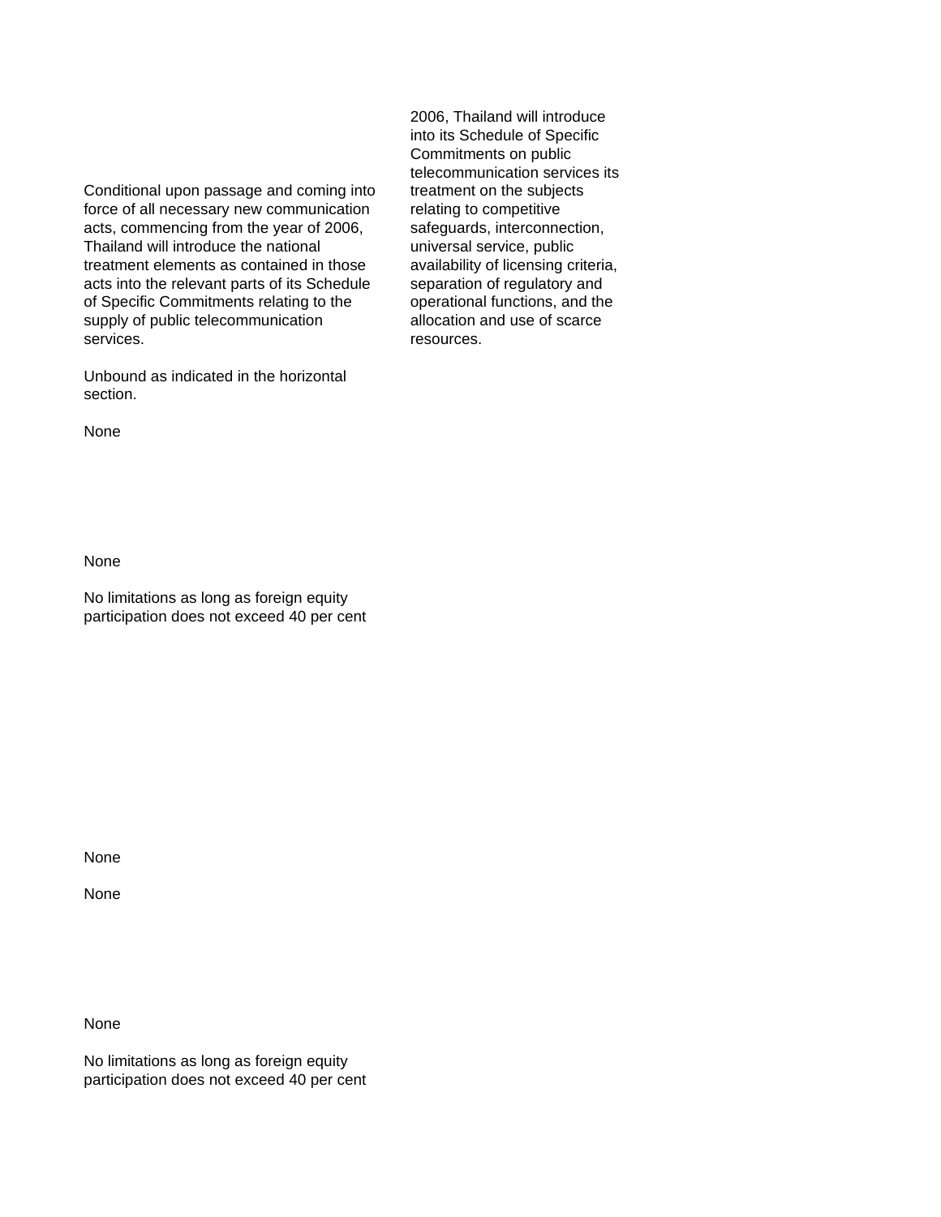Conditional upon passage and coming into force of all necessary new communication acts, commencing from the year of 2006, Thailand will introduce the national treatment elements as contained in those acts into the relevant parts of its Schedule of Specific Commitments relating to the supply of public telecommunication services.

2006, Thailand will introduce into its Schedule of Specific Commitments on public telecommunication services its treatment on the subjects relating to competitive safeguards, interconnection, universal service, public availability of licensing criteria, separation of regulatory and operational functions, and the allocation and use of scarce resources.

Unbound as indicated in the horizontal section.

None

None

No limitations as long as foreign equity participation does not exceed 40 per cent

None

None

None

No limitations as long as foreign equity participation does not exceed 40 per cent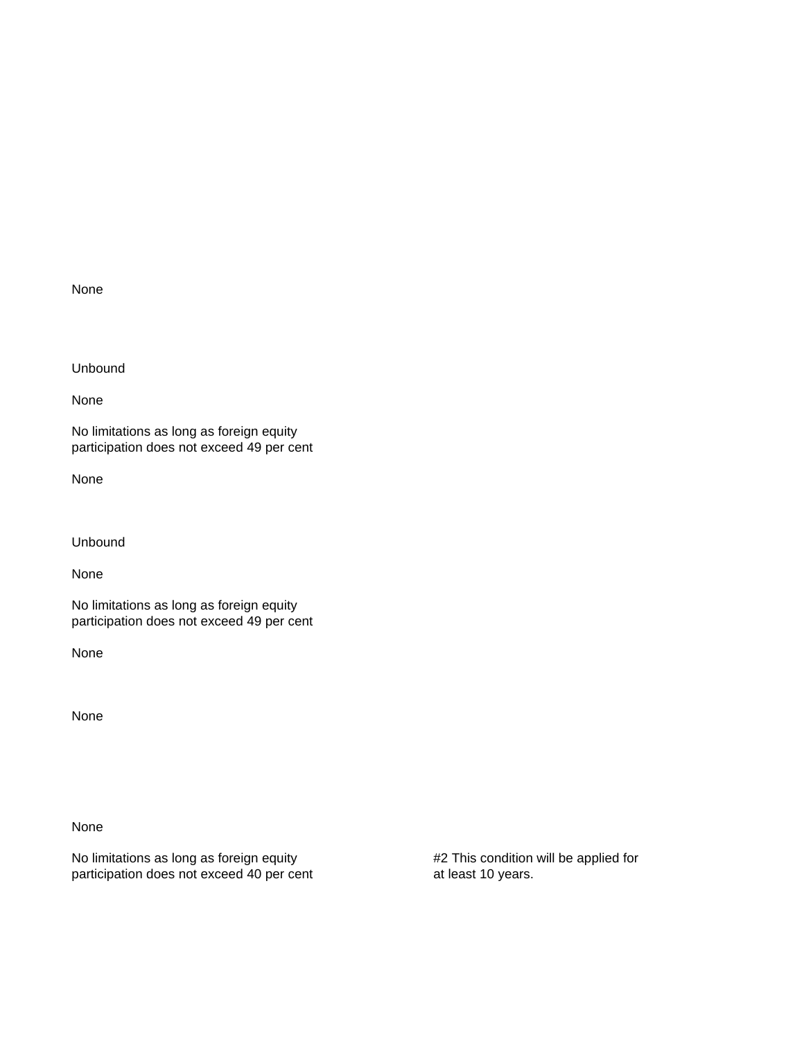None

Unbound

None

No limitations as long as foreign equity participation does not exceed 49 per cent

None

Unbound

None

No limitations as long as foreign equity participation does not exceed 49 per cent

None

None

None

No limitations as long as foreign equity participation does not exceed 40 per cent

#2 This condition will be applied for at least 10 years.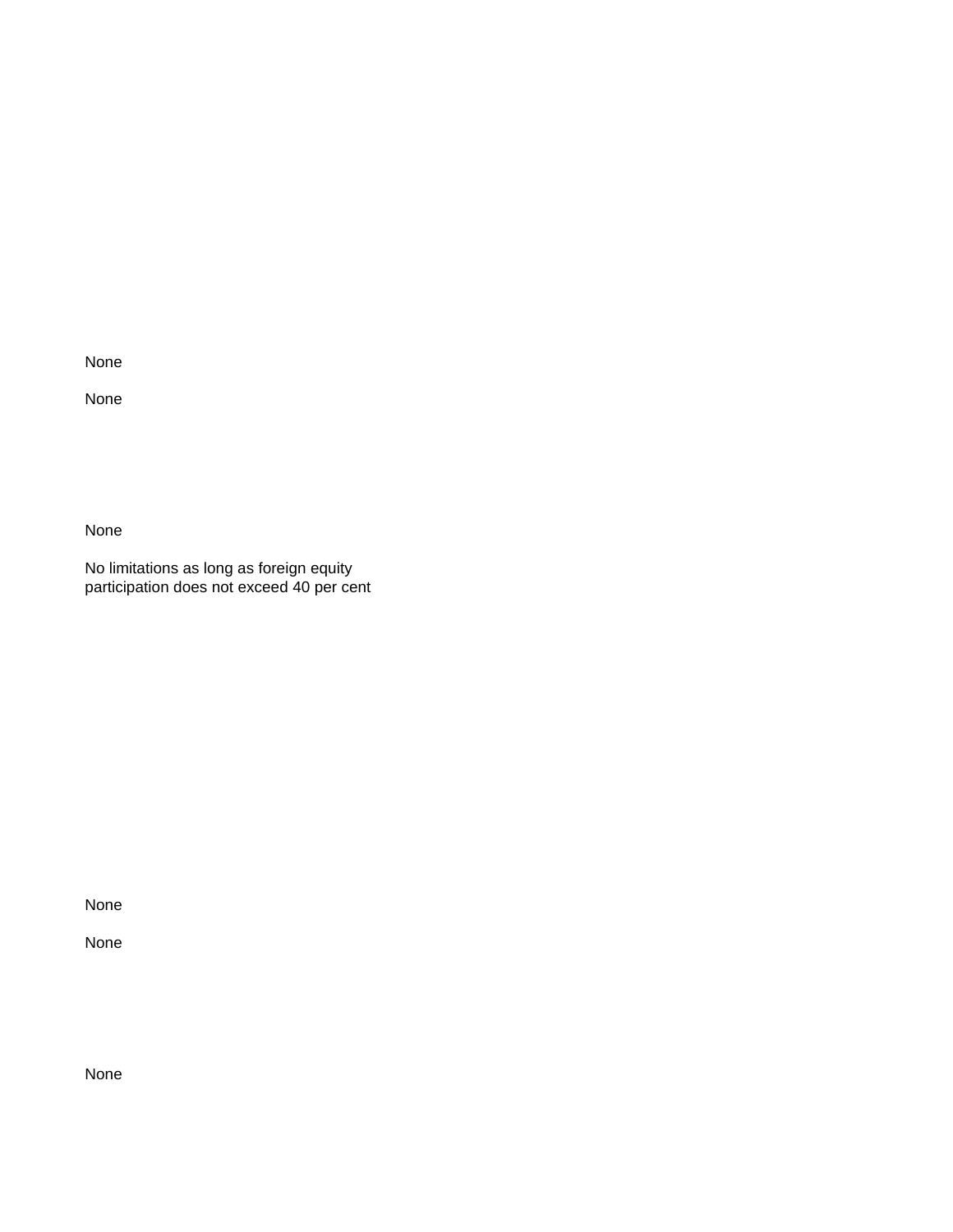None

None

None

No limitations as long as foreign equity participation does not exceed 40 per cent

None

None

None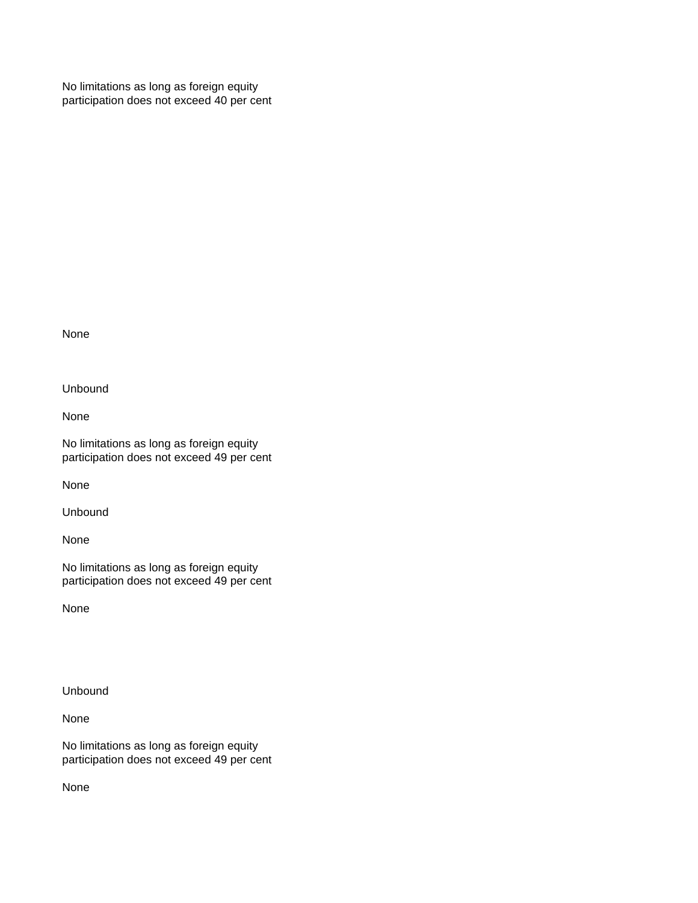No limitations as long as foreign equity participation does not exceed 40 per cent

None

Unbound

None

No limitations as long as foreign equity participation does not exceed 49 per cent

None

Unbound

None

No limitations as long as foreign equity participation does not exceed 49 per cent

None

Unbound

None

No limitations as long as foreign equity participation does not exceed 49 per cent

None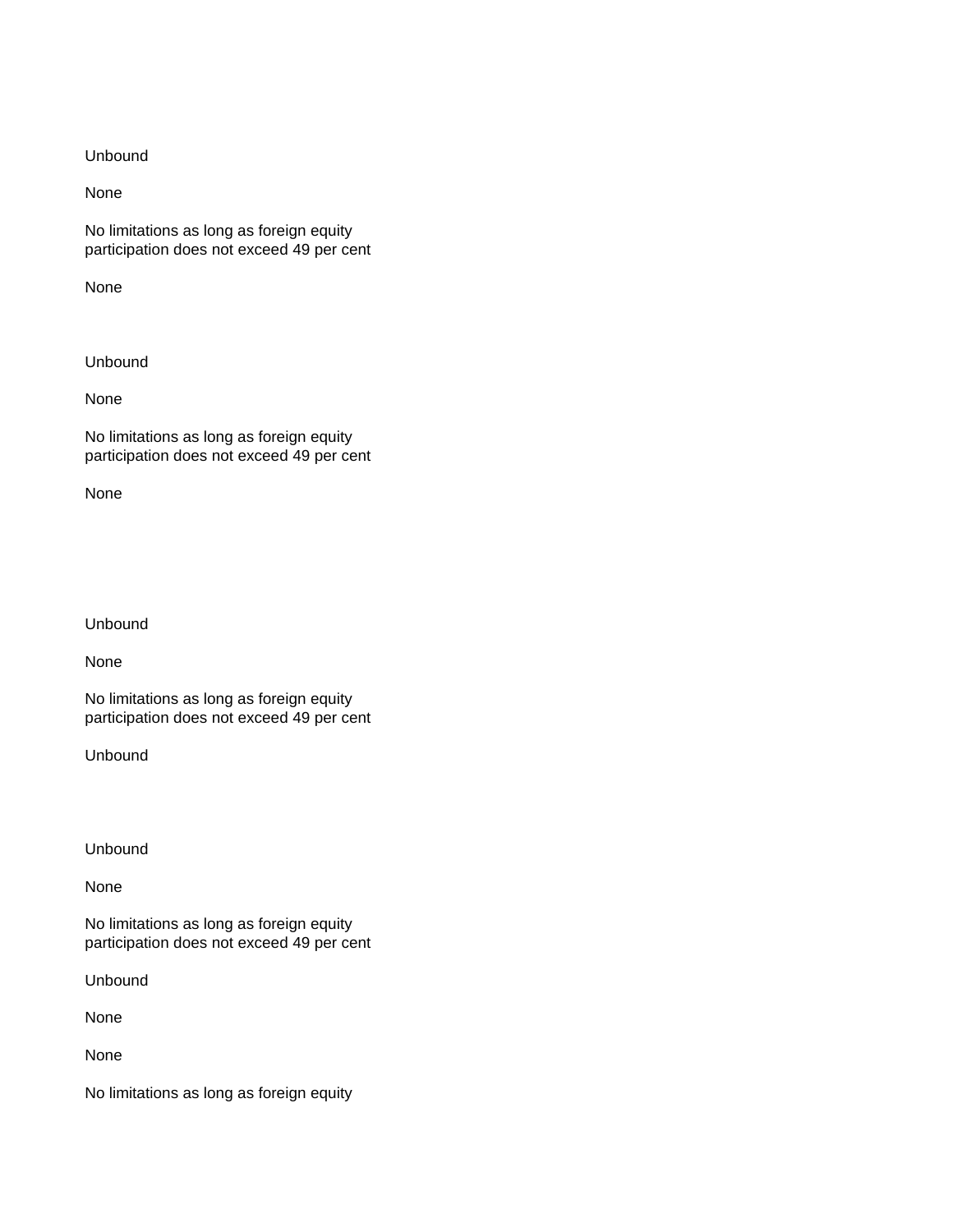Unbound

None

No limitations as long as foreign equity participation does not exceed 49 per cent

None

Unbound

None

No limitations as long as foreign equity participation does not exceed 49 per cent

None

Unbound

None

No limitations as long as foreign equity participation does not exceed 49 per cent

Unbound

Unbound

None

No limitations as long as foreign equity participation does not exceed 49 per cent

Unbound

None

None

No limitations as long as foreign equity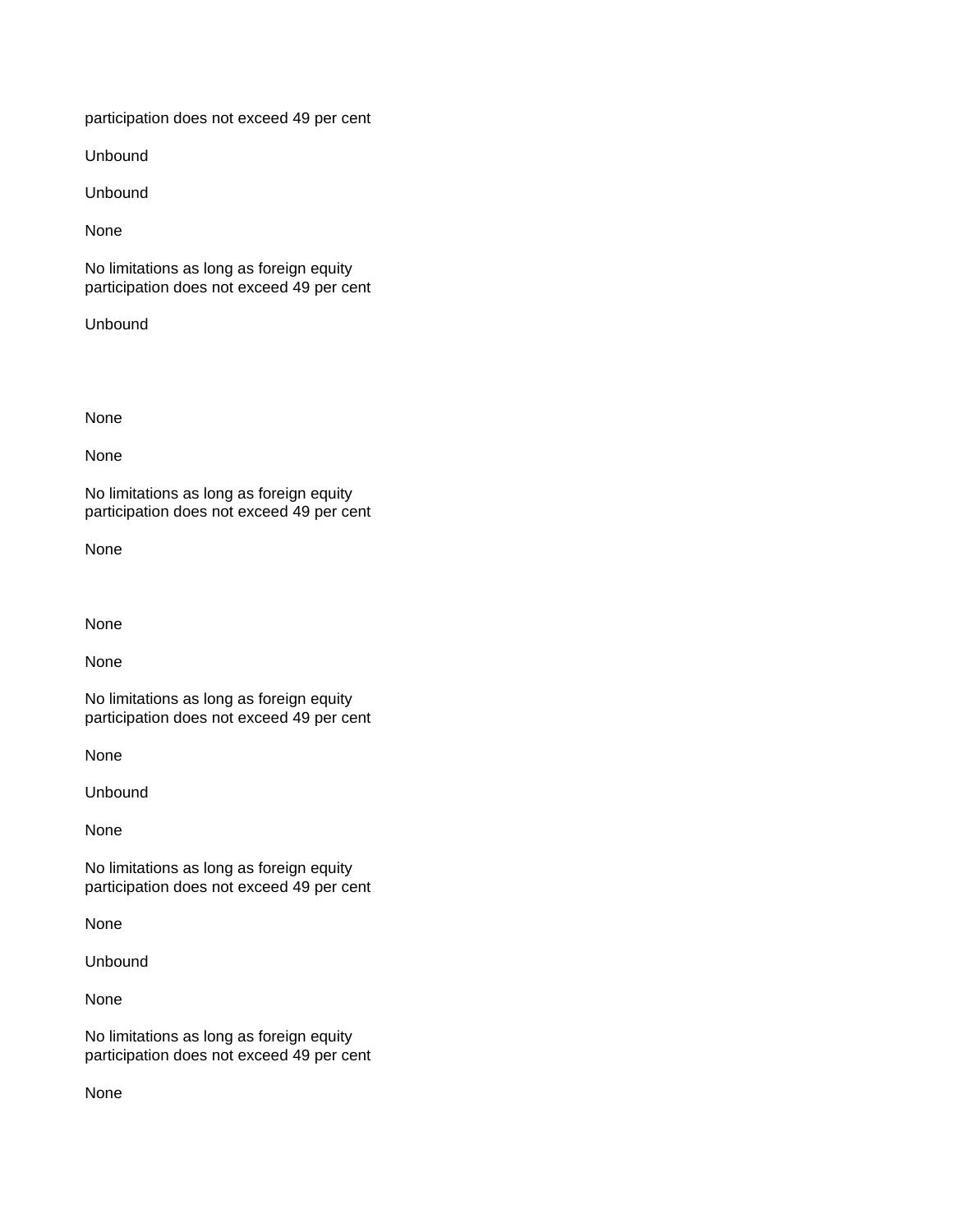participation does not exceed 49 per cent

Unbound

Unbound

None

No limitations as long as foreign equity participation does not exceed 49 per cent

Unbound

None

None

No limitations as long as foreign equity participation does not exceed 49 per cent

None

None

None

No limitations as long as foreign equity participation does not exceed 49 per cent

None

Unbound

None

No limitations as long as foreign equity participation does not exceed 49 per cent

None

Unbound

None

No limitations as long as foreign equity participation does not exceed 49 per cent

None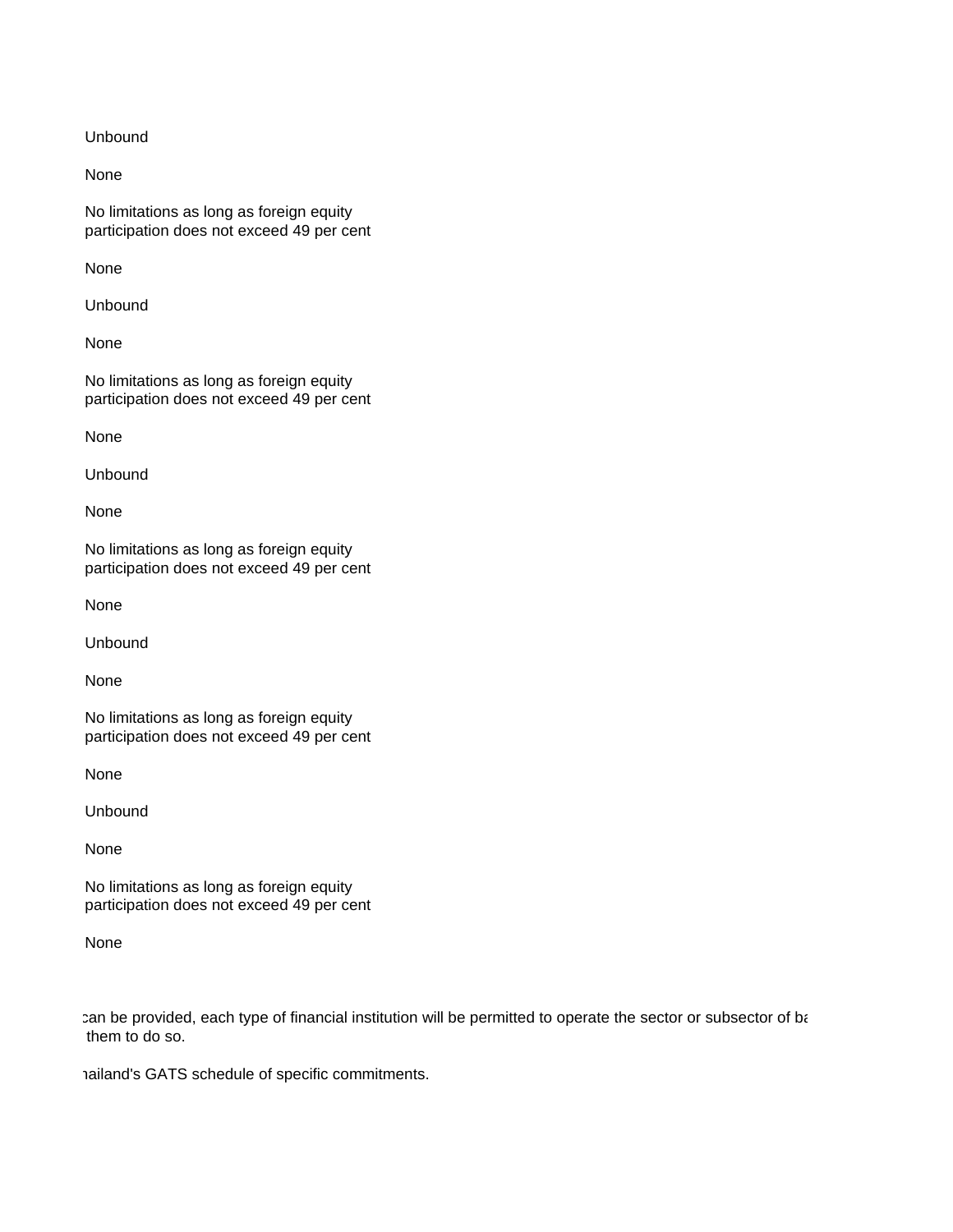Unbound

None

No limitations as long as foreign equity participation does not exceed 49 per cent

None

Unbound

None

No limitations as long as foreign equity participation does not exceed 49 per cent

None

Unbound

None

No limitations as long as foreign equity participation does not exceed 49 per cent

None

Unbound

None

No limitations as long as foreign equity participation does not exceed 49 per cent

None

Unbound

None

No limitations as long as foreign equity participation does not exceed 49 per cent

None

can be provided, each type of financial institution will be permitted to operate the sector or subsector of ba
them to do so.

hailand's GATS schedule of specific commitments.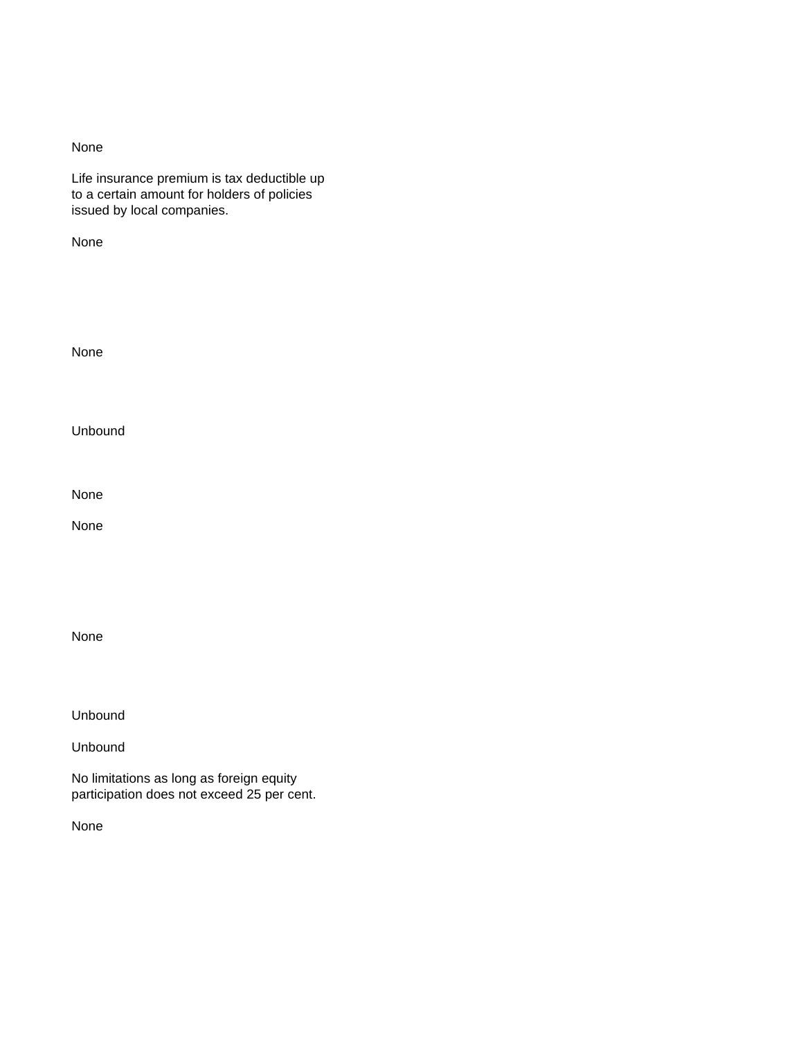None

Life insurance premium is tax deductible up to a certain amount for holders of policies issued by local companies.

None

None

Unbound

None

None

None

Unbound

Unbound

No limitations as long as foreign equity participation does not exceed 25 per cent.

None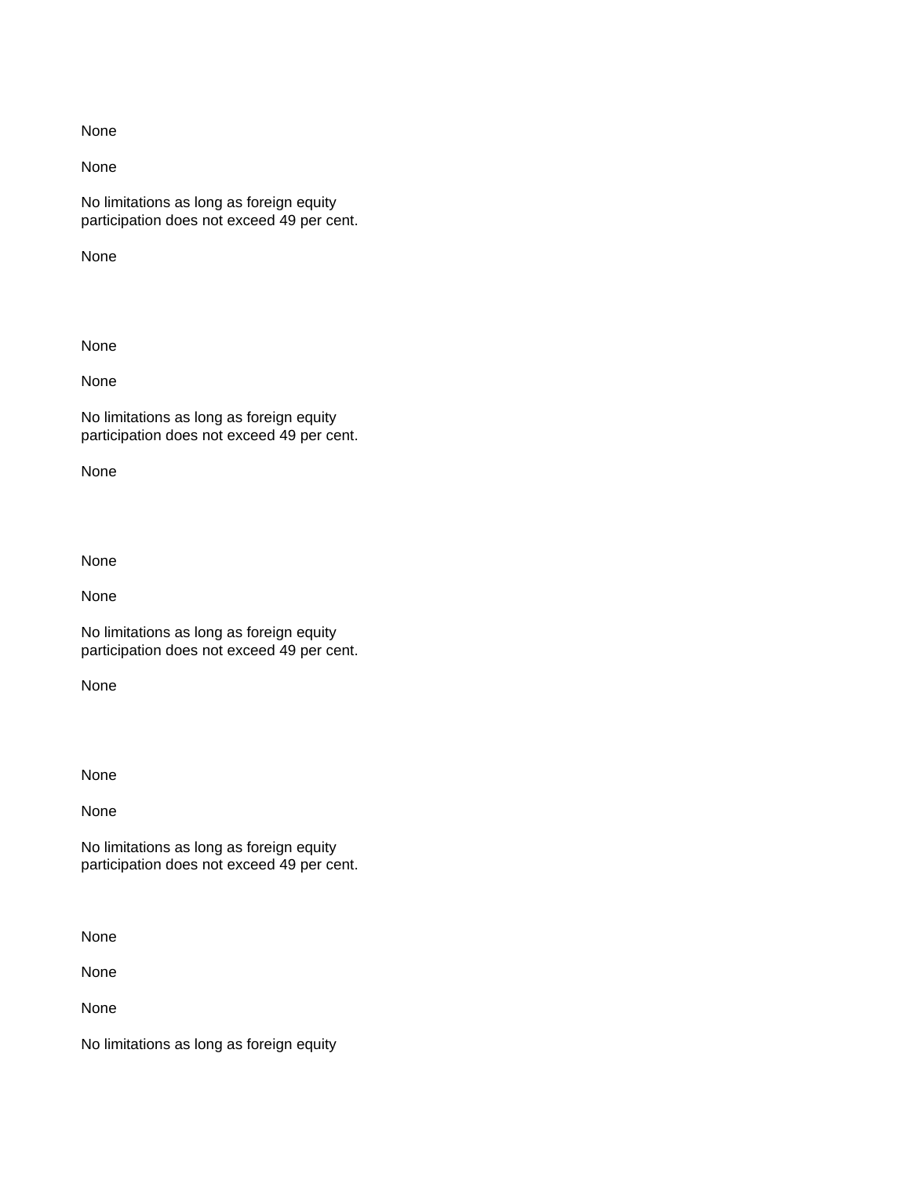None

None

No limitations as long as foreign equity participation does not exceed 49 per cent.

None

None

None

No limitations as long as foreign equity participation does not exceed 49 per cent.

None

None

None

No limitations as long as foreign equity participation does not exceed 49 per cent.

None

None

None

No limitations as long as foreign equity participation does not exceed 49 per cent.

None

None

None

No limitations as long as foreign equity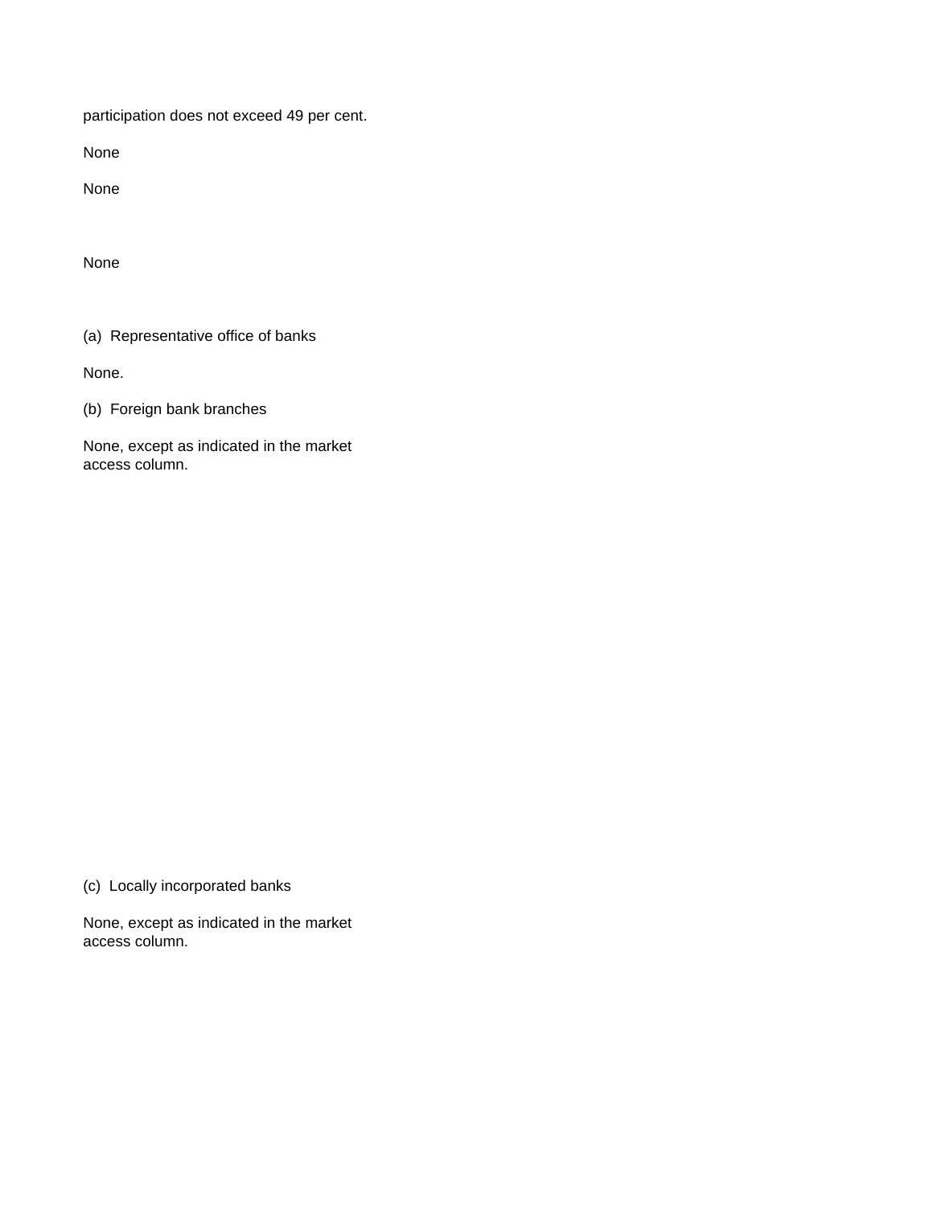participation does not exceed 49 per cent.

None

None

None

(a) Representative office of banks

None.

(b) Foreign bank branches

None, except as indicated in the market access column.

(c) Locally incorporated banks

None, except as indicated in the market access column.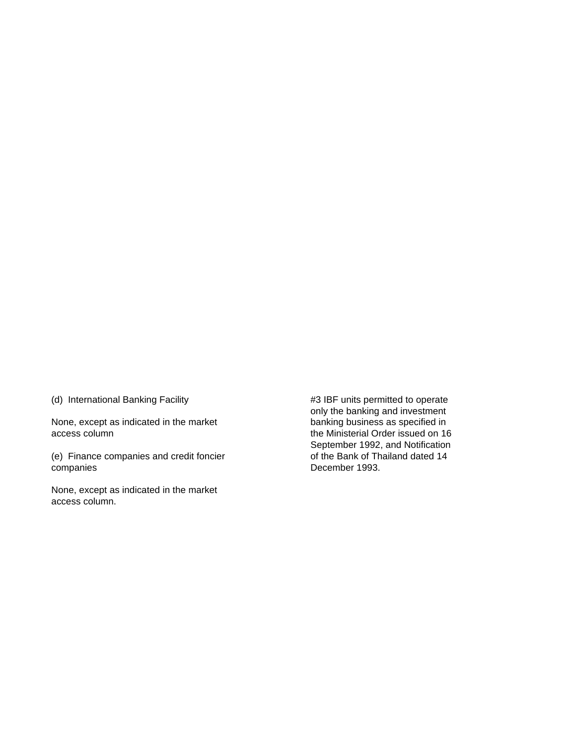(d) International Banking Facility

None, except as indicated in the market access column

(e) Finance companies and credit foncier companies

None, except as indicated in the market access column.

#3 IBF units permitted to operate only the banking and investment banking business as specified in the Ministerial Order issued on 16 September 1992, and Notification of the Bank of Thailand dated 14 December 1993.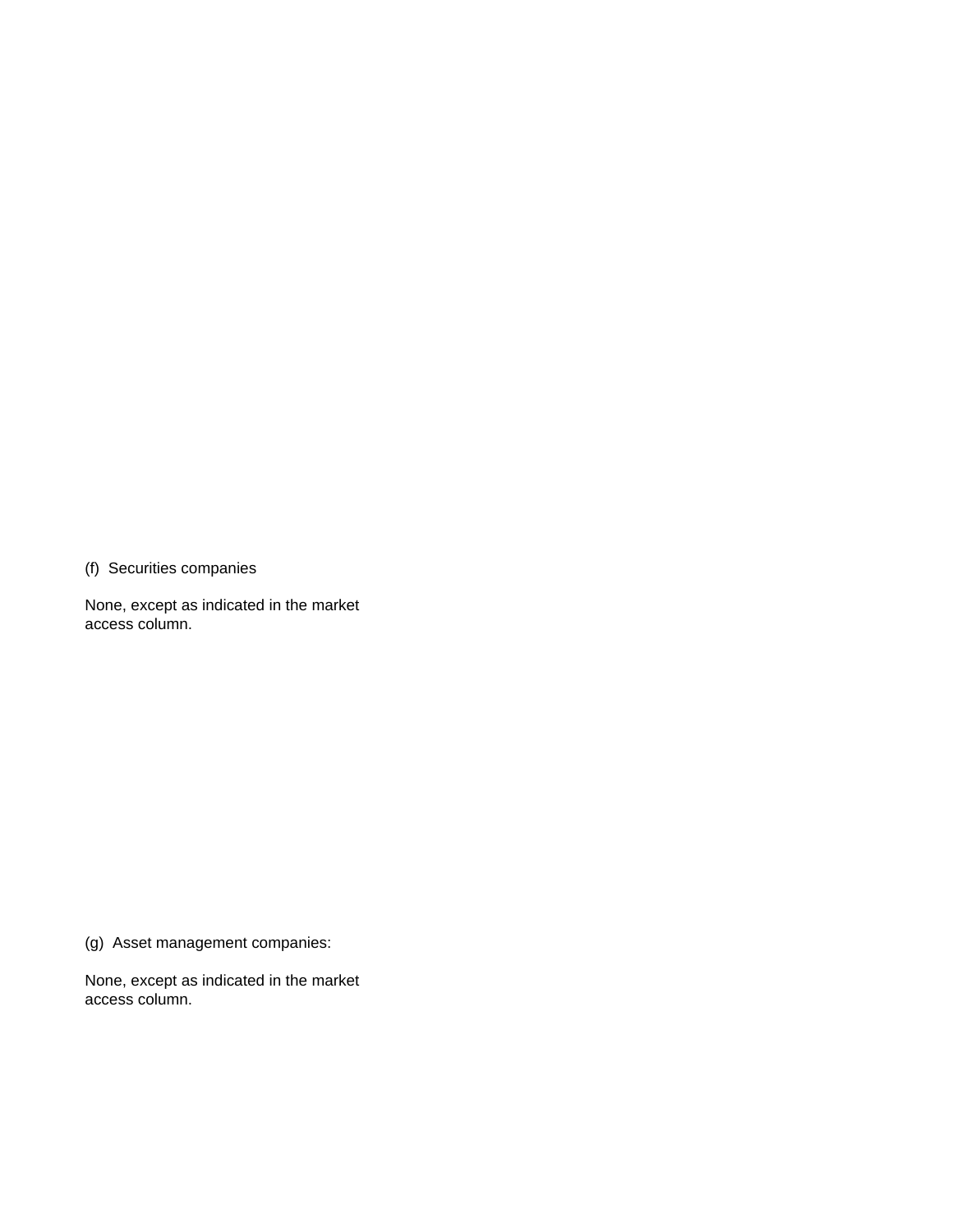(f) Securities companies

None, except as indicated in the market access column.

(g) Asset management companies:

None, except as indicated in the market access column.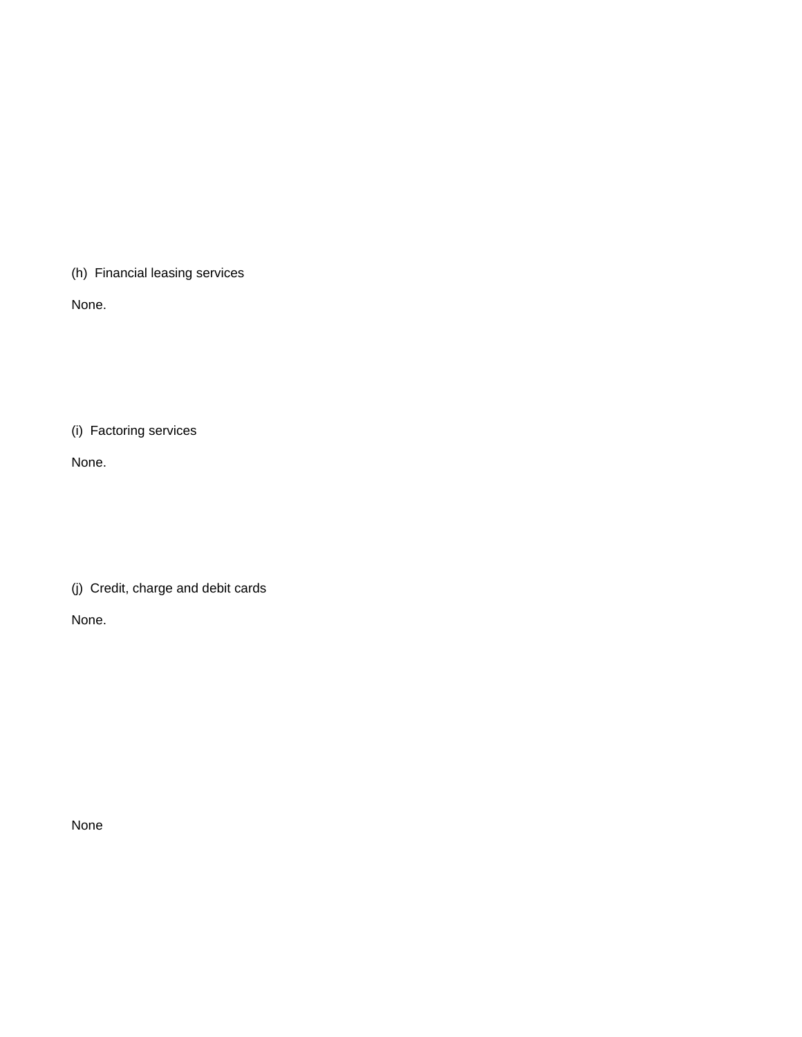(h) Financial leasing services

None.

(i) Factoring services

None.

(j) Credit, charge and debit cards

None.

None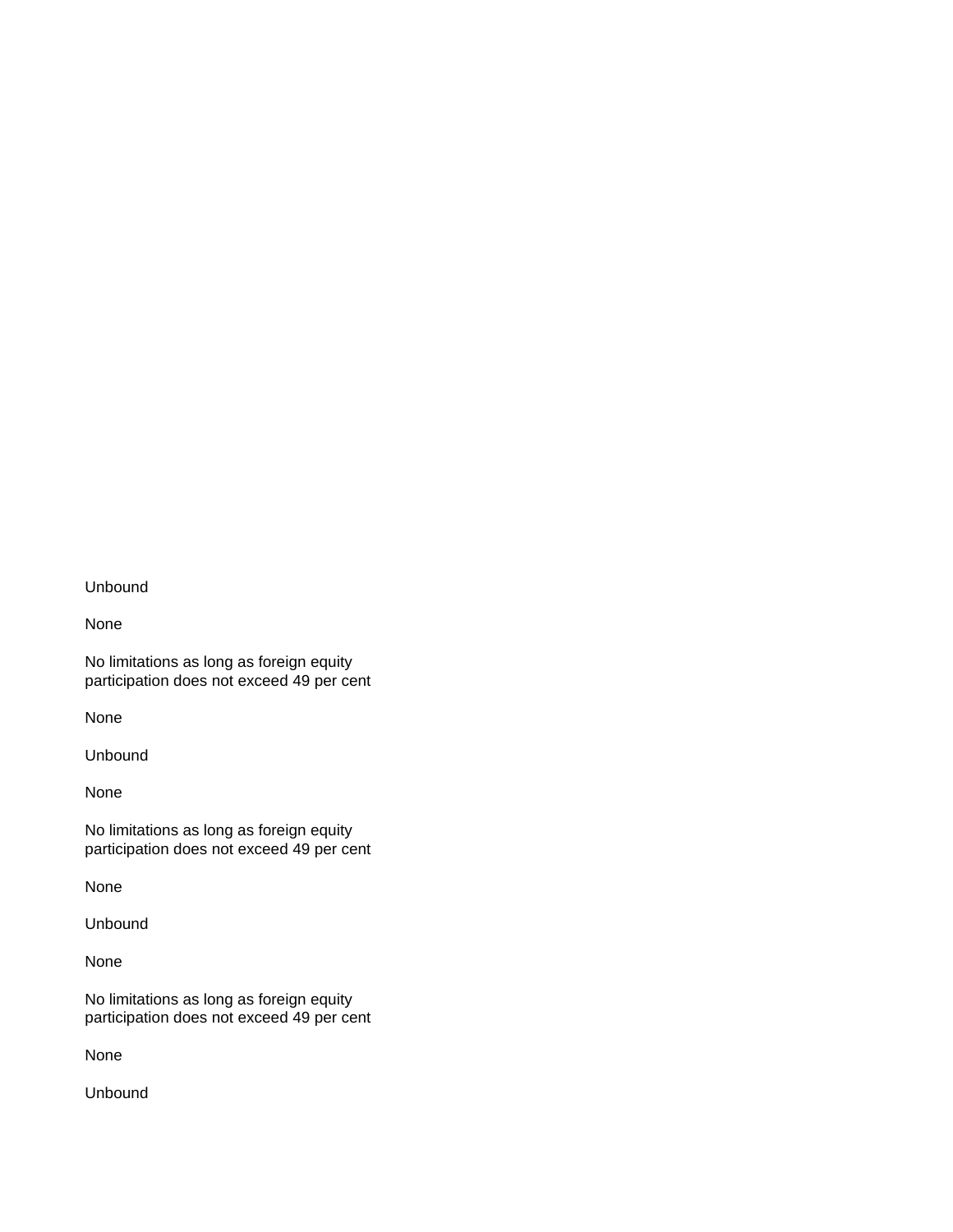Unbound

None

No limitations as long as foreign equity participation does not exceed 49 per cent

None

Unbound

None

No limitations as long as foreign equity participation does not exceed 49 per cent

None

Unbound

None

No limitations as long as foreign equity participation does not exceed 49 per cent

None

Unbound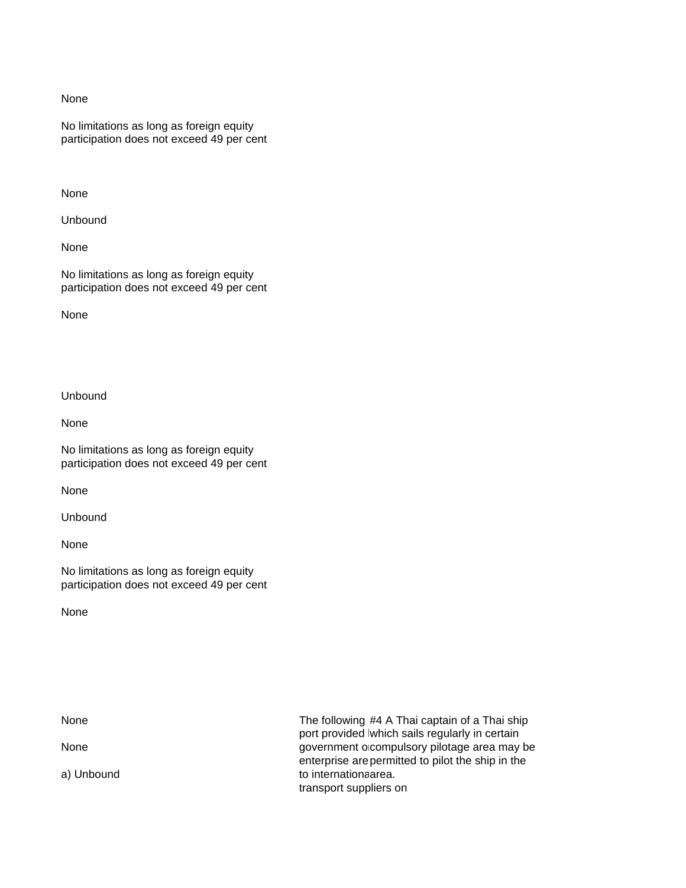None

No limitations as long as foreign equity participation does not exceed 49 per cent

None

Unbound

None

No limitations as long as foreign equity participation does not exceed 49 per cent

None

Unbound

None

No limitations as long as foreign equity participation does not exceed 49 per cent

None

Unbound

None

No limitations as long as foreign equity participation does not exceed 49 per cent

None

| | | |
|---|---|---|
| None | The following port provided l government o enterprise are to internationa transport suppliers on | #4 A Thai captain of a Thai ship which sails regularly in certain compulsory pilotage area may be permitted to pilot the ship in the area. |
| None | | |
| a) Unbound | | |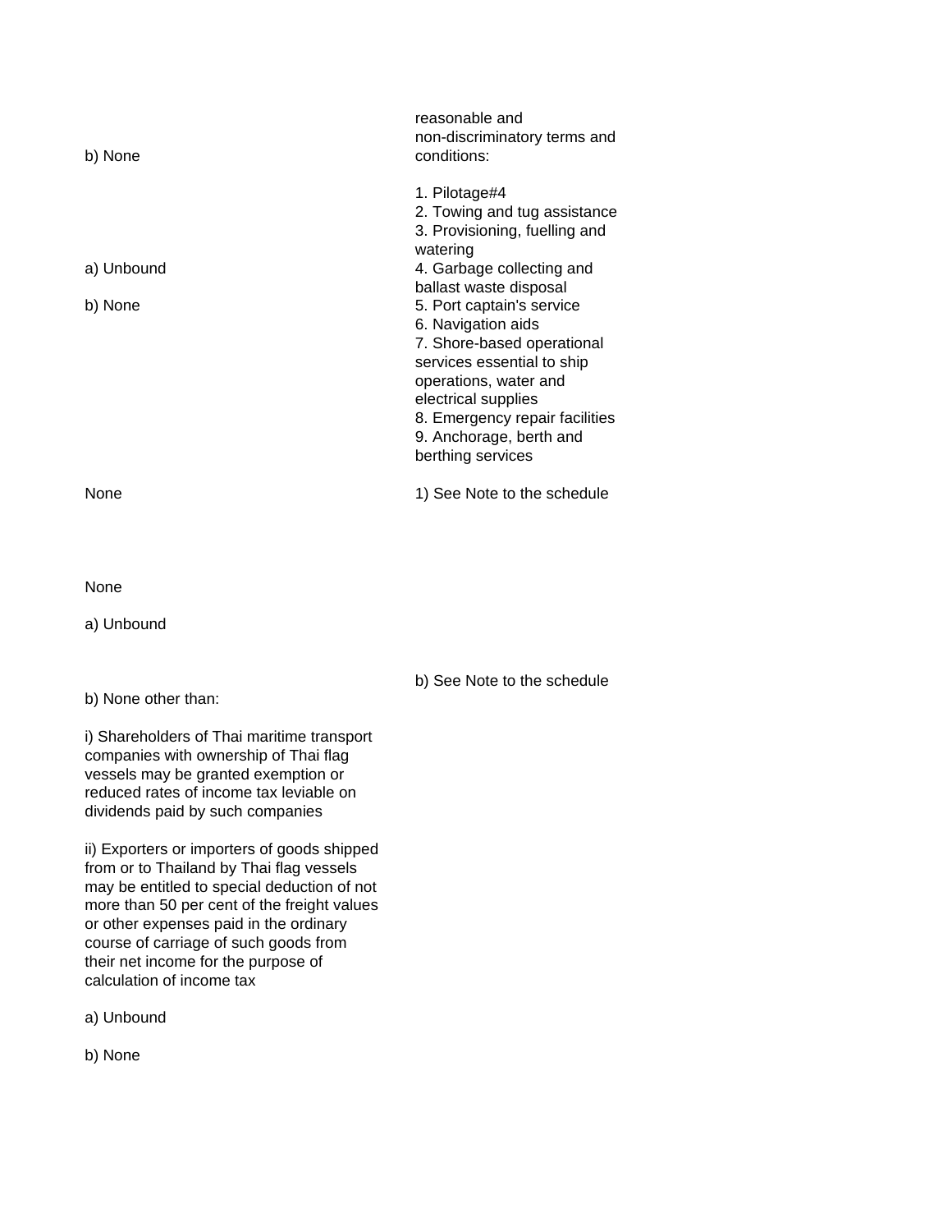| | |
|---|---|
| b) None | reasonable and non-discriminatory terms and conditions: |
| a) Unbound<br><br>b) None | 1. Pilotage#4<br>2. Towing and tug assistance<br>3. Provisioning, fuelling and watering<br>4. Garbage collecting and ballast waste disposal<br>5. Port captain's service<br>6. Navigation aids<br>7. Shore-based operational services essential to ship operations, water and electrical supplies<br>8. Emergency repair facilities<br>9. Anchorage, berth and berthing services |
| None | 1) See Note to the schedule |
| None | |
| a) Unbound | |
| b) None other than:<br><br>i) Shareholders of Thai maritime transport companies with ownership of Thai flag vessels may be granted exemption or reduced rates of income tax leviable on dividends paid by such companies<br><br>ii) Exporters or importers of goods shipped from or to Thailand by Thai flag vessels may be entitled to special deduction of not more than 50 per cent of the freight values or other expenses paid in the ordinary course of carriage of such goods from their net income for the purpose of calculation of income tax | b) See Note to the schedule |
| a) Unbound | |
| b) None | |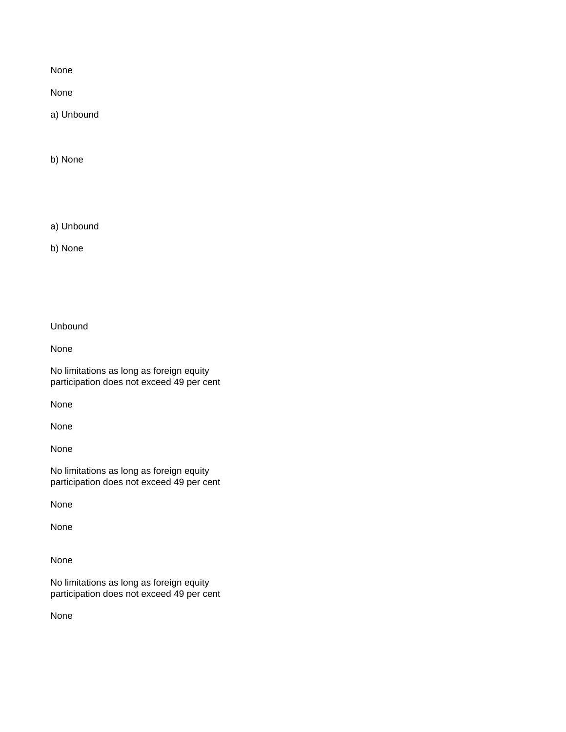None

None

a) Unbound

b) None

a) Unbound

b) None

Unbound

None

No limitations as long as foreign equity participation does not exceed 49 per cent

None

None

None

No limitations as long as foreign equity participation does not exceed 49 per cent

None

None

None

No limitations as long as foreign equity participation does not exceed 49 per cent

None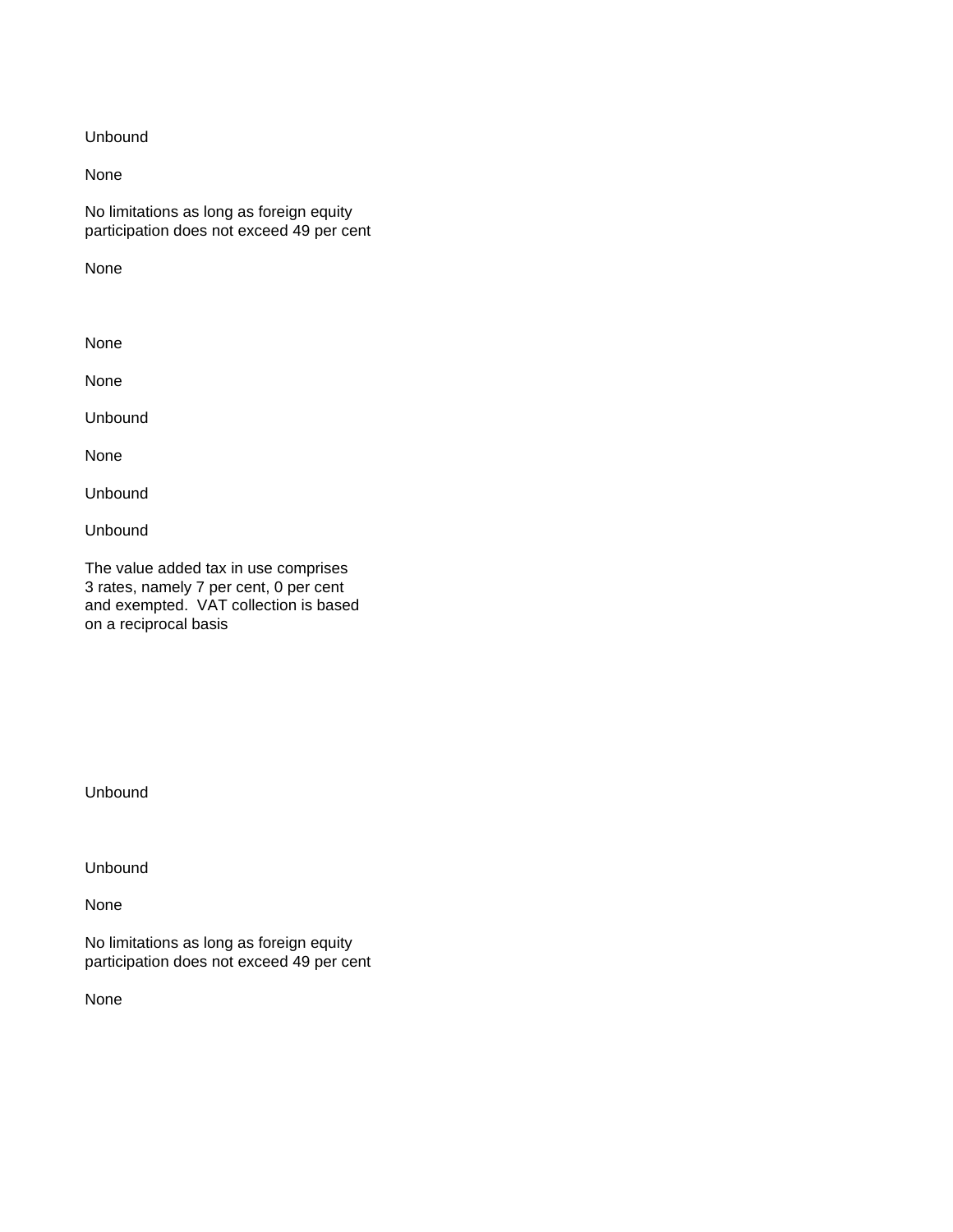Unbound

None

No limitations as long as foreign equity participation does not exceed 49 per cent

None

None

None

Unbound

None

Unbound

Unbound

The value added tax in use comprises 3 rates, namely 7 per cent, 0 per cent and exempted. VAT collection is based on a reciprocal basis

Unbound

Unbound

None

No limitations as long as foreign equity participation does not exceed 49 per cent

None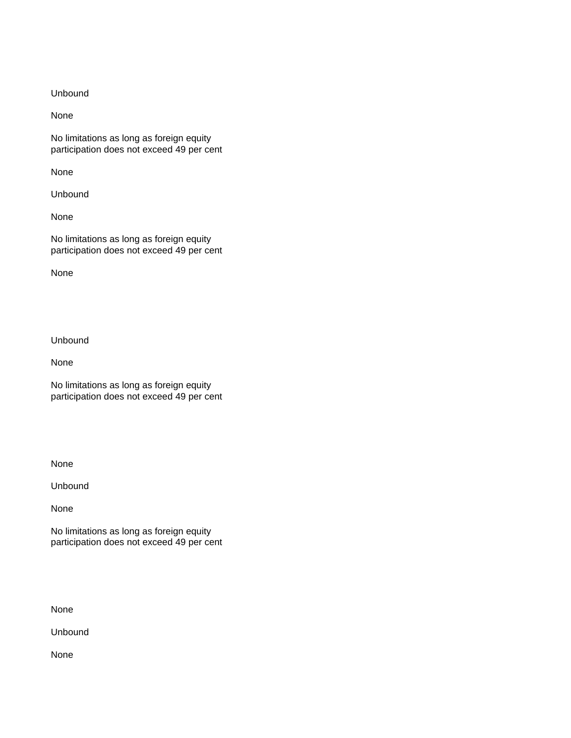Unbound

None

No limitations as long as foreign equity participation does not exceed 49 per cent

None

Unbound

None

No limitations as long as foreign equity participation does not exceed 49 per cent

None

Unbound

None

No limitations as long as foreign equity participation does not exceed 49 per cent

None

Unbound

None

No limitations as long as foreign equity participation does not exceed 49 per cent

None

Unbound

None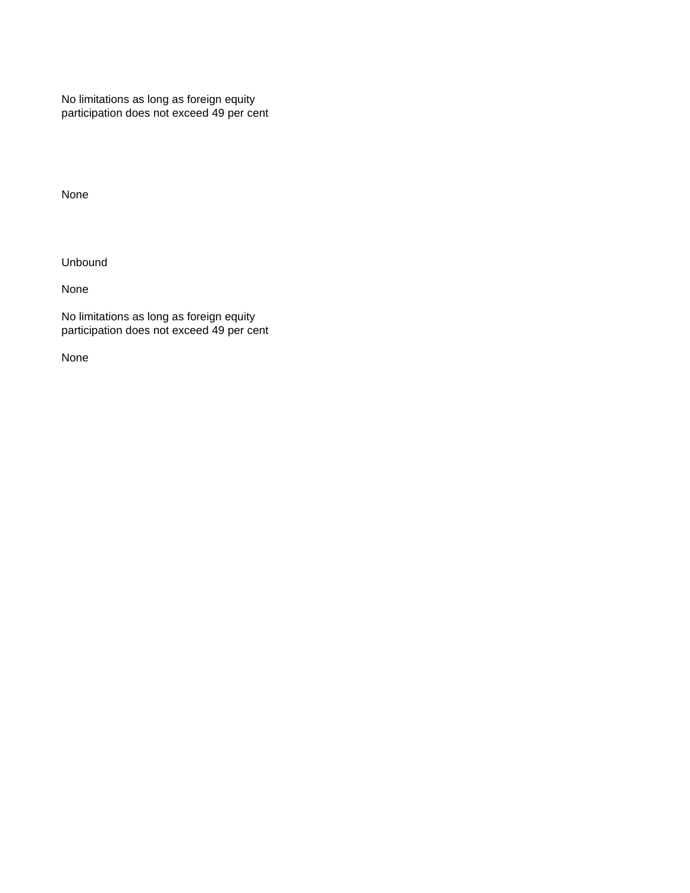No limitations as long as foreign equity participation does not exceed 49 per cent

None

Unbound

None

No limitations as long as foreign equity participation does not exceed 49 per cent

None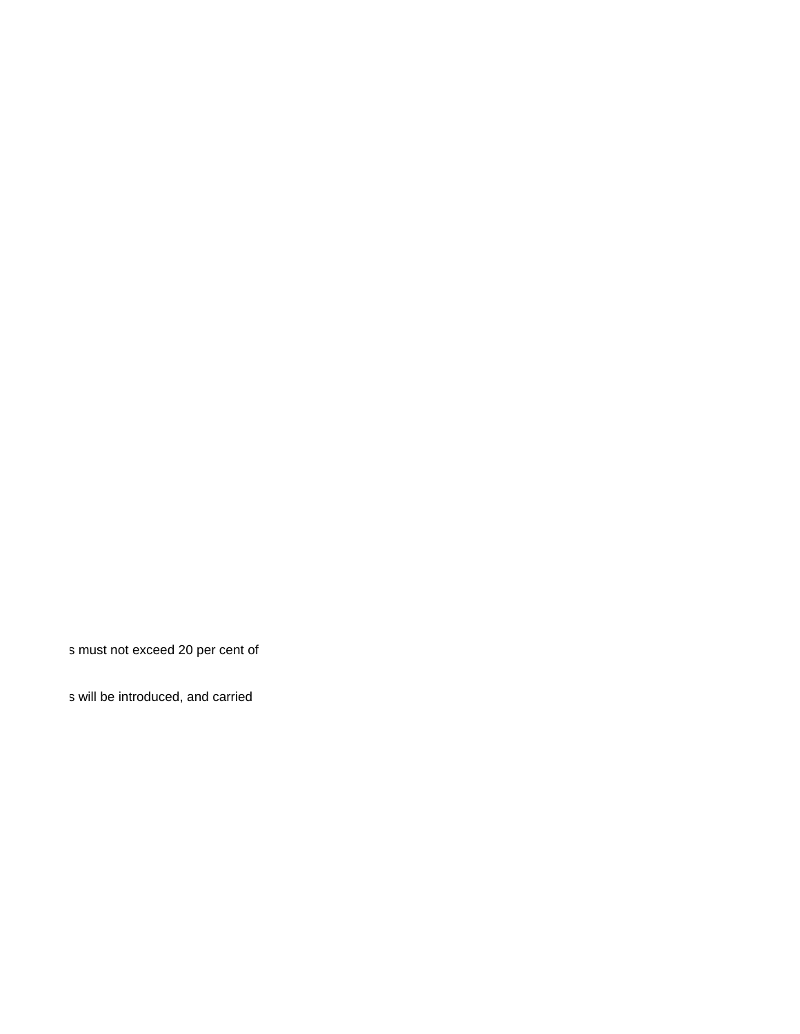s must not exceed 20 per cent of

s will be introduced, and carried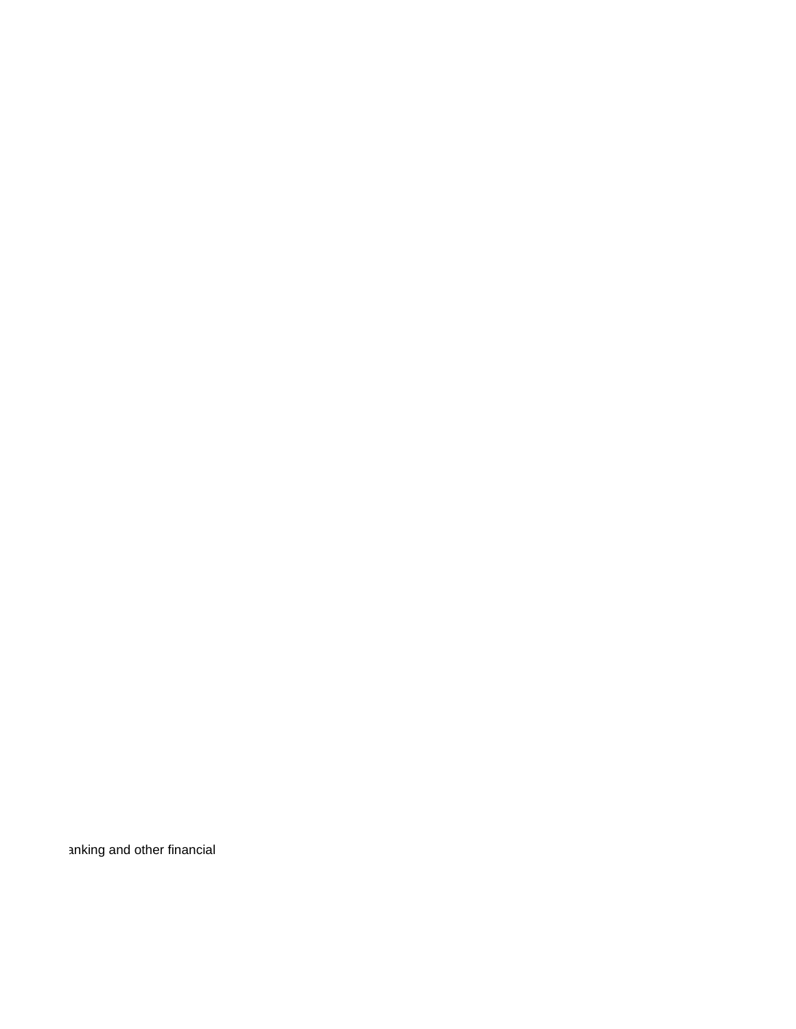anking and other financial